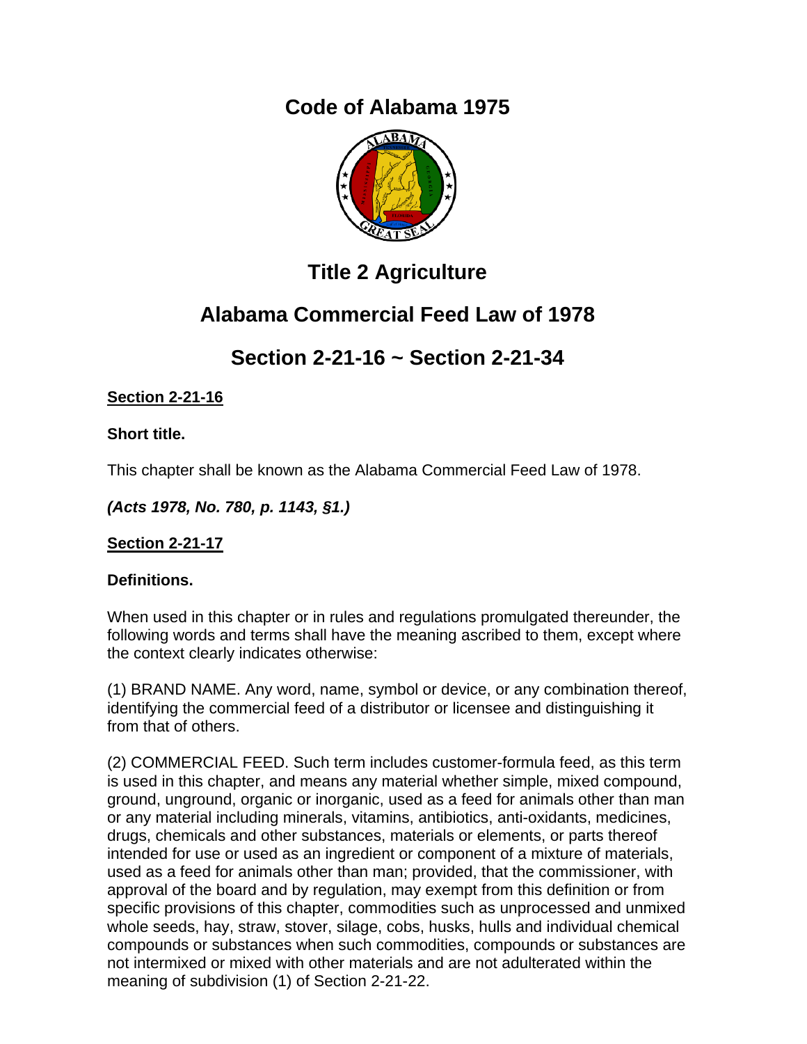# Code of Alabama 1975

## Title 2 Agriculture

## Alabama Commercial Feed Law of 1978

## Section 2-21-16 ~ Section 2-21-34

**Section 2-21-16**

**Short title.**

This chapter shall be known as the Alabama Commercial Feed Law of 1978.

***(Acts 1978, No. 780, p. 1143, §1.)***

**Section 2-21-17**

**Definitions.**

When used in this chapter or in rules and regulations promulgated thereunder, the following words and terms shall have the meaning ascribed to them, except where the context clearly indicates otherwise:

(1) BRAND NAME. Any word, name, symbol or device, or any combination thereof, identifying the commercial feed of a distributor or licensee and distinguishing it from that of others.

(2) COMMERCIAL FEED. Such term includes customer-formula feed, as this term is used in this chapter, and means any material whether simple, mixed compound, ground, unground, organic or inorganic, used as a feed for animals other than man or any material including minerals, vitamins, antibiotics, anti-oxidants, medicines, drugs, chemicals and other substances, materials or elements, or parts thereof intended for use or used as an ingredient or component of a mixture of materials, used as a feed for animals other than man; provided, that the commissioner, with approval of the board and by regulation, may exempt from this definition or from specific provisions of this chapter, commodities such as unprocessed and unmixed whole seeds, hay, straw, stover, silage, cobs, husks, hulls and individual chemical compounds or substances when such commodities, compounds or substances are not intermixed or mixed with other materials and are not adulterated within the meaning of subdivision (1) of Section 2-21-22.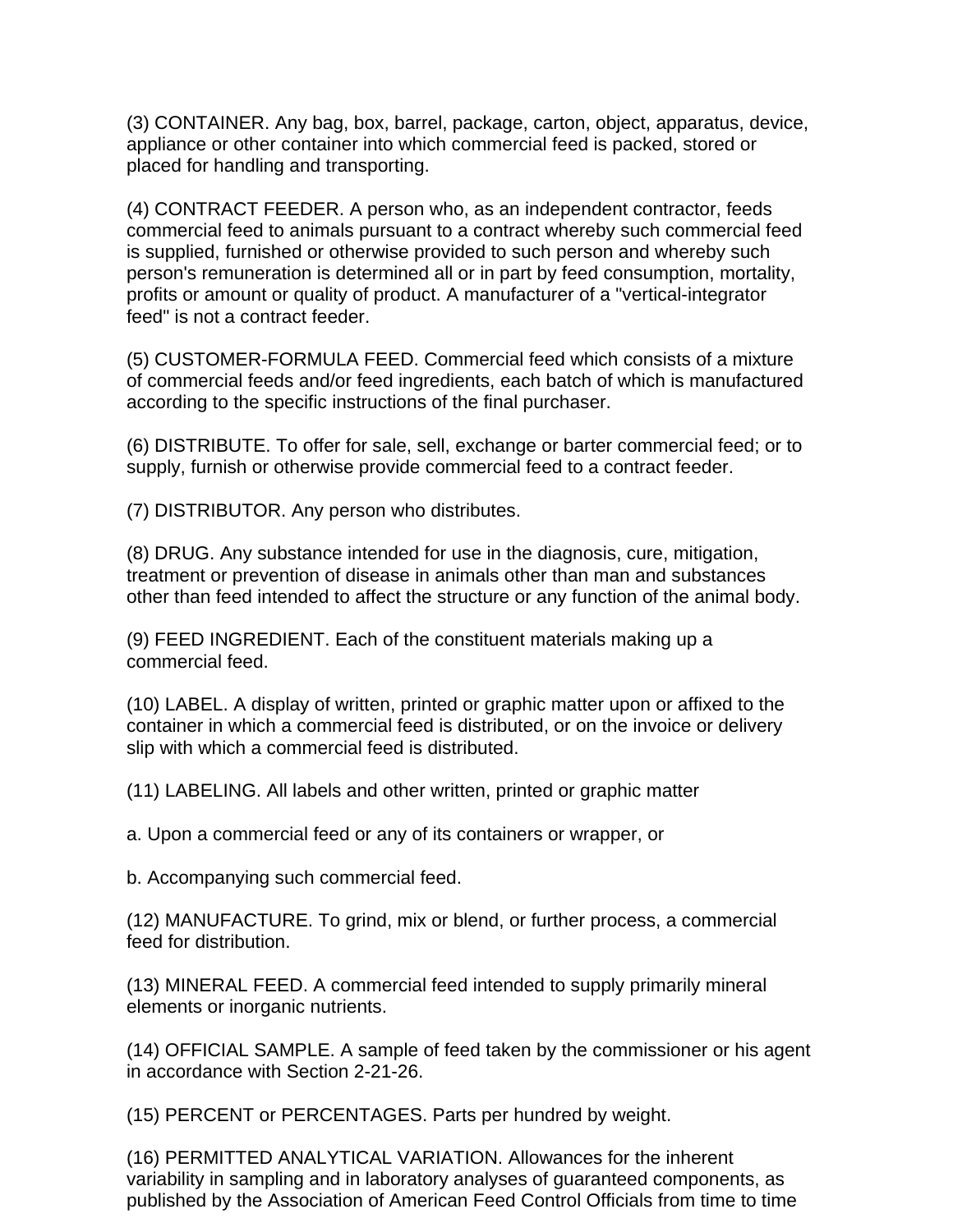(3) CONTAINER. Any bag, box, barrel, package, carton, object, apparatus, device, appliance or other container into which commercial feed is packed, stored or placed for handling and transporting.

(4) CONTRACT FEEDER. A person who, as an independent contractor, feeds commercial feed to animals pursuant to a contract whereby such commercial feed is supplied, furnished or otherwise provided to such person and whereby such person's remuneration is determined all or in part by feed consumption, mortality, profits or amount or quality of product. A manufacturer of a "vertical-integrator feed" is not a contract feeder.

(5) CUSTOMER-FORMULA FEED. Commercial feed which consists of a mixture of commercial feeds and/or feed ingredients, each batch of which is manufactured according to the specific instructions of the final purchaser.

(6) DISTRIBUTE. To offer for sale, sell, exchange or barter commercial feed; or to supply, furnish or otherwise provide commercial feed to a contract feeder.

(7) DISTRIBUTOR. Any person who distributes.

(8) DRUG. Any substance intended for use in the diagnosis, cure, mitigation, treatment or prevention of disease in animals other than man and substances other than feed intended to affect the structure or any function of the animal body.

(9) FEED INGREDIENT. Each of the constituent materials making up a commercial feed.

(10) LABEL. A display of written, printed or graphic matter upon or affixed to the container in which a commercial feed is distributed, or on the invoice or delivery slip with which a commercial feed is distributed.

(11) LABELING. All labels and other written, printed or graphic matter

a. Upon a commercial feed or any of its containers or wrapper, or

b. Accompanying such commercial feed.

(12) MANUFACTURE. To grind, mix or blend, or further process, a commercial feed for distribution.

(13) MINERAL FEED. A commercial feed intended to supply primarily mineral elements or inorganic nutrients.

(14) OFFICIAL SAMPLE. A sample of feed taken by the commissioner or his agent in accordance with Section 2-21-26.

(15) PERCENT or PERCENTAGES. Parts per hundred by weight.

(16) PERMITTED ANALYTICAL VARIATION. Allowances for the inherent variability in sampling and in laboratory analyses of guaranteed components, as published by the Association of American Feed Control Officials from time to time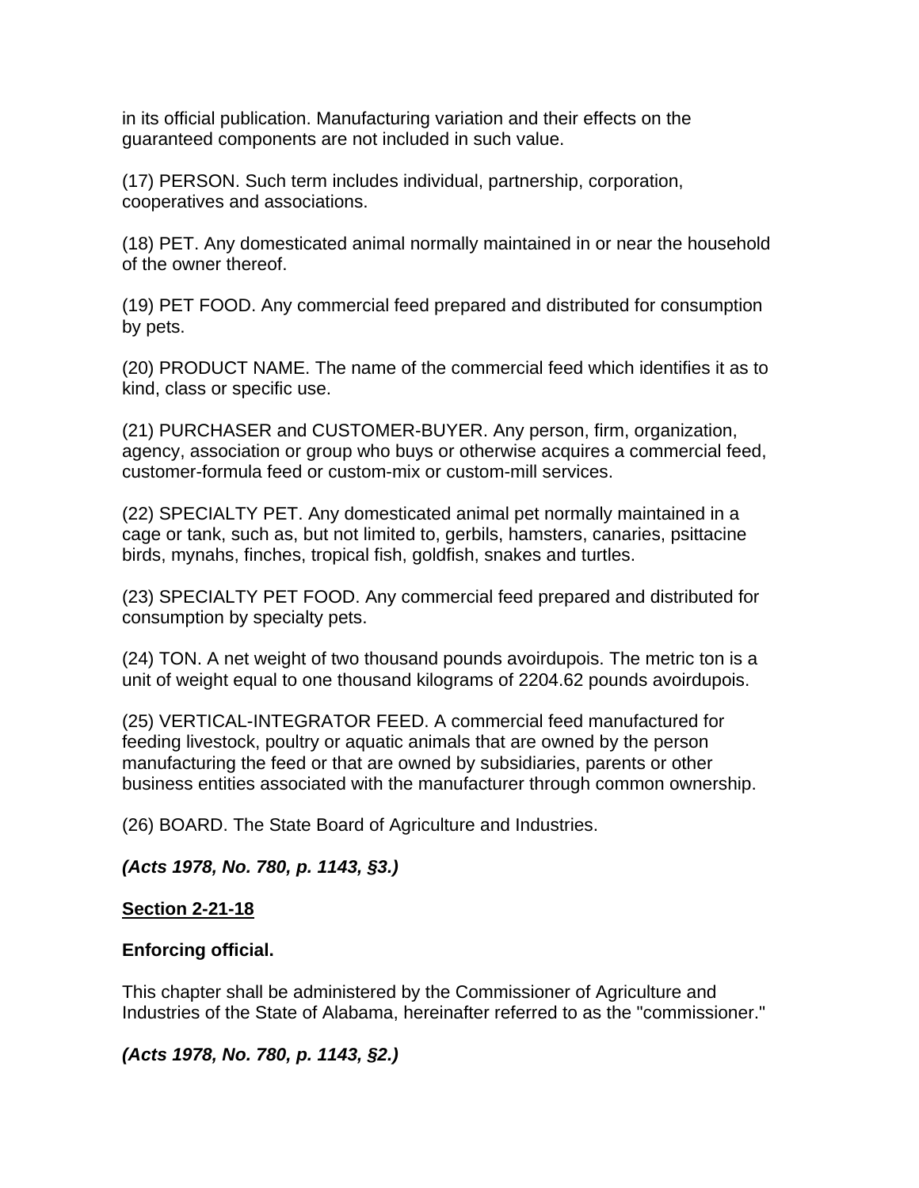in its official publication. Manufacturing variation and their effects on the guaranteed components are not included in such value.

(17) PERSON. Such term includes individual, partnership, corporation, cooperatives and associations.

(18) PET. Any domesticated animal normally maintained in or near the household of the owner thereof.

(19) PET FOOD. Any commercial feed prepared and distributed for consumption by pets.

(20) PRODUCT NAME. The name of the commercial feed which identifies it as to kind, class or specific use.

(21) PURCHASER and CUSTOMER-BUYER. Any person, firm, organization, agency, association or group who buys or otherwise acquires a commercial feed, customer-formula feed or custom-mix or custom-mill services.

(22) SPECIALTY PET. Any domesticated animal pet normally maintained in a cage or tank, such as, but not limited to, gerbils, hamsters, canaries, psittacine birds, mynahs, finches, tropical fish, goldfish, snakes and turtles.

(23) SPECIALTY PET FOOD. Any commercial feed prepared and distributed for consumption by specialty pets.

(24) TON. A net weight of two thousand pounds avoirdupois. The metric ton is a unit of weight equal to one thousand kilograms of 2204.62 pounds avoirdupois.

(25) VERTICAL-INTEGRATOR FEED. A commercial feed manufactured for feeding livestock, poultry or aquatic animals that are owned by the person manufacturing the feed or that are owned by subsidiaries, parents or other business entities associated with the manufacturer through common ownership.

(26) BOARD. The State Board of Agriculture and Industries.

***(Acts 1978, No. 780, p. 1143, §3.)***

**Section 2-21-18**

**Enforcing official.**

This chapter shall be administered by the Commissioner of Agriculture and Industries of the State of Alabama, hereinafter referred to as the "commissioner."

***(Acts 1978, No. 780, p. 1143, §2.)***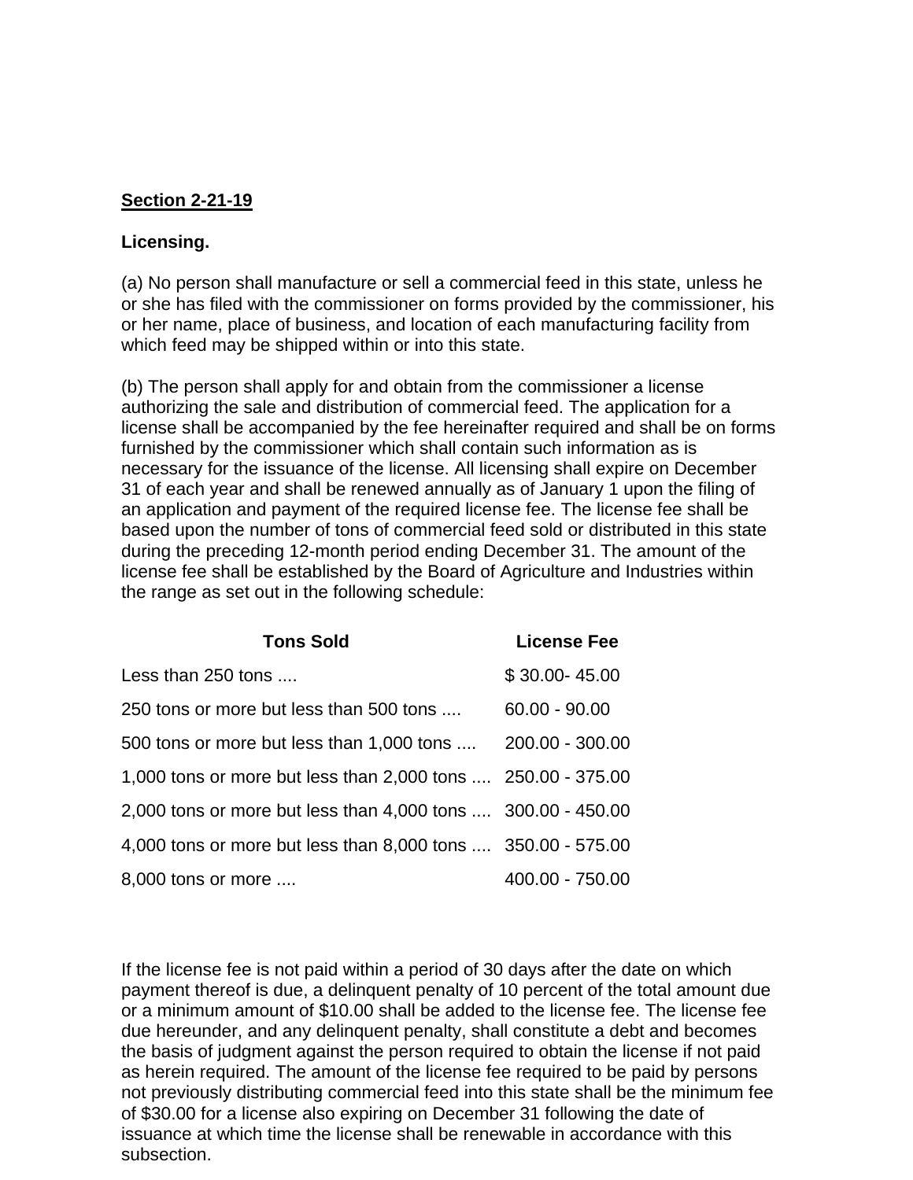**<u>Section 2-21-19</u>**

**Licensing.**

(a) No person shall manufacture or sell a commercial feed in this state, unless he or she has filed with the commissioner on forms provided by the commissioner, his or her name, place of business, and location of each manufacturing facility from which feed may be shipped within or into this state.

(b) The person shall apply for and obtain from the commissioner a license authorizing the sale and distribution of commercial feed. The application for a license shall be accompanied by the fee hereinafter required and shall be on forms furnished by the commissioner which shall contain such information as is necessary for the issuance of the license. All licensing shall expire on December 31 of each year and shall be renewed annually as of January 1 upon the filing of an application and payment of the required license fee. The license fee shall be based upon the number of tons of commercial feed sold or distributed in this state during the preceding 12-month period ending December 31. The amount of the license fee shall be established by the Board of Agriculture and Industries within the range as set out in the following schedule:

| Tons Sold | License Fee |
|---|---|
| Less than 250 tons .... | $ 30.00- 45.00 |
| 250 tons or more but less than 500 tons .... | 60.00 - 90.00 |
| 500 tons or more but less than 1,000 tons .... | 200.00 - 300.00 |
| 1,000 tons or more but less than 2,000 tons .... | 250.00 - 375.00 |
| 2,000 tons or more but less than 4,000 tons .... | 300.00 - 450.00 |
| 4,000 tons or more but less than 8,000 tons .... | 350.00 - 575.00 |
| 8,000 tons or more .... | 400.00 - 750.00 |

If the license fee is not paid within a period of 30 days after the date on which payment thereof is due, a delinquent penalty of 10 percent of the total amount due or a minimum amount of $10.00 shall be added to the license fee. The license fee due hereunder, and any delinquent penalty, shall constitute a debt and becomes the basis of judgment against the person required to obtain the license if not paid as herein required. The amount of the license fee required to be paid by persons not previously distributing commercial feed into this state shall be the minimum fee of $30.00 for a license also expiring on December 31 following the date of issuance at which time the license shall be renewable in accordance with this subsection.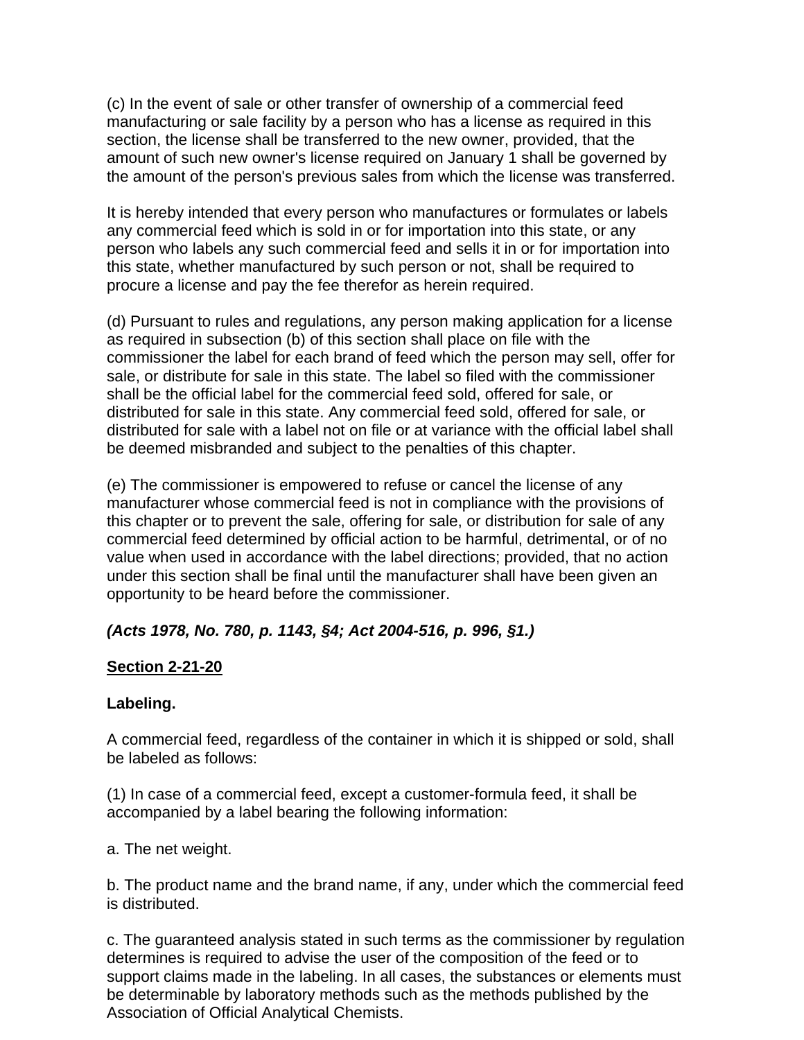(c) In the event of sale or other transfer of ownership of a commercial feed manufacturing or sale facility by a person who has a license as required in this section, the license shall be transferred to the new owner, provided, that the amount of such new owner's license required on January 1 shall be governed by the amount of the person's previous sales from which the license was transferred.

It is hereby intended that every person who manufactures or formulates or labels any commercial feed which is sold in or for importation into this state, or any person who labels any such commercial feed and sells it in or for importation into this state, whether manufactured by such person or not, shall be required to procure a license and pay the fee therefor as herein required.

(d) Pursuant to rules and regulations, any person making application for a license as required in subsection (b) of this section shall place on file with the commissioner the label for each brand of feed which the person may sell, offer for sale, or distribute for sale in this state. The label so filed with the commissioner shall be the official label for the commercial feed sold, offered for sale, or distributed for sale in this state. Any commercial feed sold, offered for sale, or distributed for sale with a label not on file or at variance with the official label shall be deemed misbranded and subject to the penalties of this chapter.

(e) The commissioner is empowered to refuse or cancel the license of any manufacturer whose commercial feed is not in compliance with the provisions of this chapter or to prevent the sale, offering for sale, or distribution for sale of any commercial feed determined by official action to be harmful, detrimental, or of no value when used in accordance with the label directions; provided, that no action under this section shall be final until the manufacturer shall have been given an opportunity to be heard before the commissioner.

***(Acts 1978, No. 780, p. 1143, §4; Act 2004-516, p. 996, §1.)***

**Section 2-21-20**

**Labeling.**

A commercial feed, regardless of the container in which it is shipped or sold, shall be labeled as follows:

(1) In case of a commercial feed, except a customer-formula feed, it shall be accompanied by a label bearing the following information:

a. The net weight.

b. The product name and the brand name, if any, under which the commercial feed is distributed.

c. The guaranteed analysis stated in such terms as the commissioner by regulation determines is required to advise the user of the composition of the feed or to support claims made in the labeling. In all cases, the substances or elements must be determinable by laboratory methods such as the methods published by the Association of Official Analytical Chemists.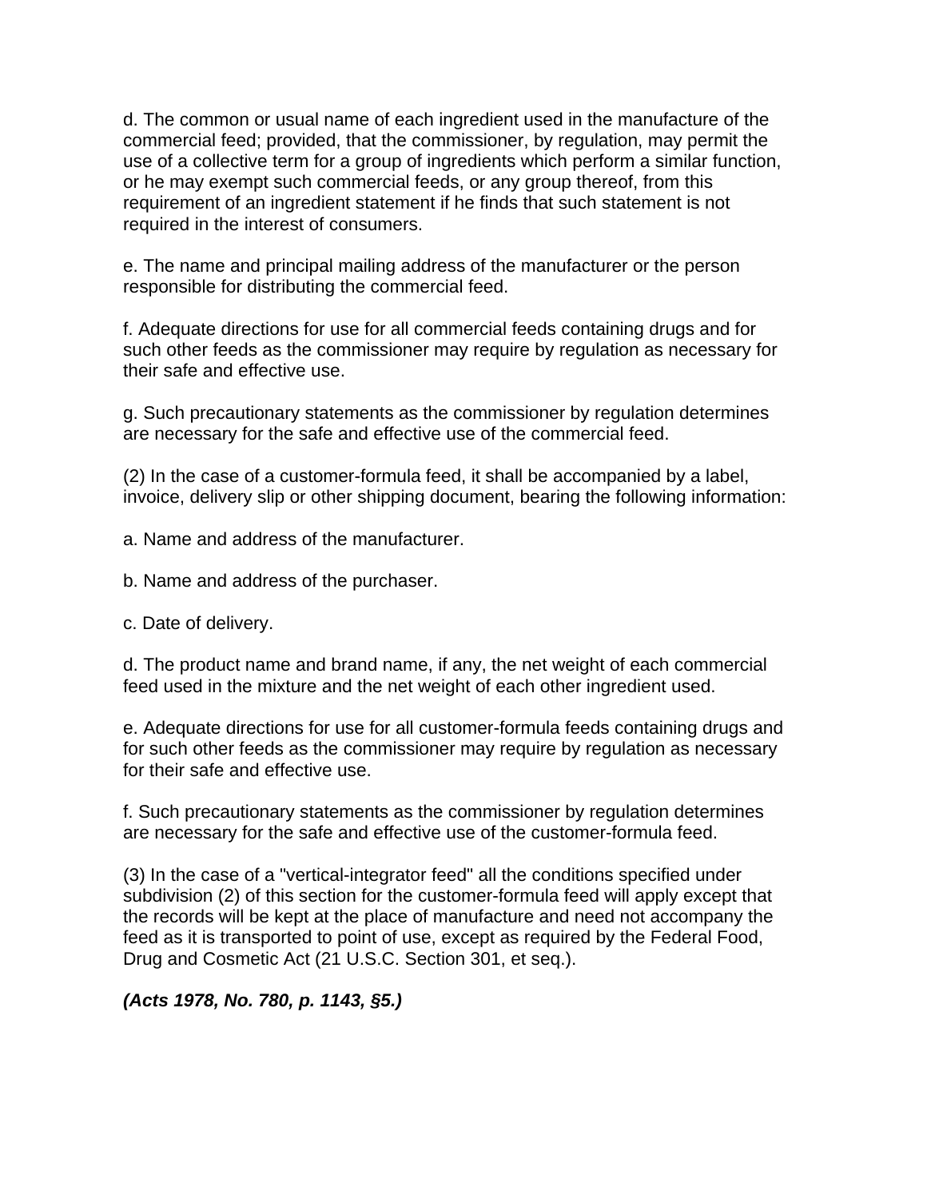d. The common or usual name of each ingredient used in the manufacture of the commercial feed; provided, that the commissioner, by regulation, may permit the use of a collective term for a group of ingredients which perform a similar function, or he may exempt such commercial feeds, or any group thereof, from this requirement of an ingredient statement if he finds that such statement is not required in the interest of consumers.

e. The name and principal mailing address of the manufacturer or the person responsible for distributing the commercial feed.

f. Adequate directions for use for all commercial feeds containing drugs and for such other feeds as the commissioner may require by regulation as necessary for their safe and effective use.

g. Such precautionary statements as the commissioner by regulation determines are necessary for the safe and effective use of the commercial feed.

(2) In the case of a customer-formula feed, it shall be accompanied by a label, invoice, delivery slip or other shipping document, bearing the following information:

a. Name and address of the manufacturer.

b. Name and address of the purchaser.

c. Date of delivery.

d. The product name and brand name, if any, the net weight of each commercial feed used in the mixture and the net weight of each other ingredient used.

e. Adequate directions for use for all customer-formula feeds containing drugs and for such other feeds as the commissioner may require by regulation as necessary for their safe and effective use.

f. Such precautionary statements as the commissioner by regulation determines are necessary for the safe and effective use of the customer-formula feed.

(3) In the case of a "vertical-integrator feed" all the conditions specified under subdivision (2) of this section for the customer-formula feed will apply except that the records will be kept at the place of manufacture and need not accompany the feed as it is transported to point of use, except as required by the Federal Food, Drug and Cosmetic Act (21 U.S.C. Section 301, et seq.).

***(Acts 1978, No. 780, p. 1143, §5.)***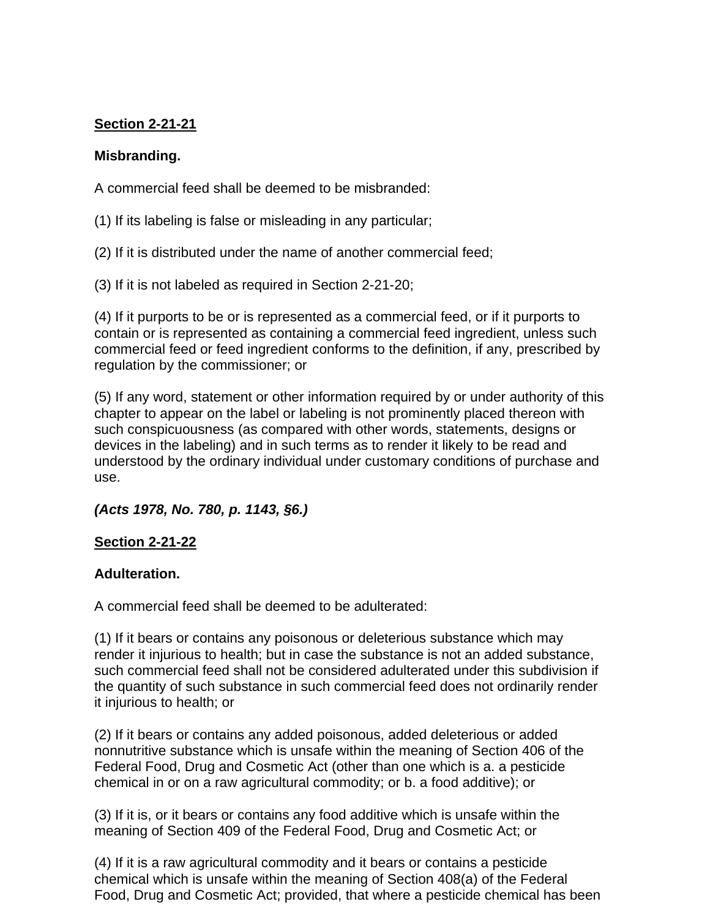**Section 2-21-21**

**Misbranding.**

A commercial feed shall be deemed to be misbranded:

(1) If its labeling is false or misleading in any particular;

(2) If it is distributed under the name of another commercial feed;

(3) If it is not labeled as required in Section 2-21-20;

(4) If it purports to be or is represented as a commercial feed, or if it purports to contain or is represented as containing a commercial feed ingredient, unless such commercial feed or feed ingredient conforms to the definition, if any, prescribed by regulation by the commissioner; or

(5) If any word, statement or other information required by or under authority of this chapter to appear on the label or labeling is not prominently placed thereon with such conspicuousness (as compared with other words, statements, designs or devices in the labeling) and in such terms as to render it likely to be read and understood by the ordinary individual under customary conditions of purchase and use.

***(Acts 1978, No. 780, p. 1143, §6.)***

**Section 2-21-22**

**Adulteration.**

A commercial feed shall be deemed to be adulterated:

(1) If it bears or contains any poisonous or deleterious substance which may render it injurious to health; but in case the substance is not an added substance, such commercial feed shall not be considered adulterated under this subdivision if the quantity of such substance in such commercial feed does not ordinarily render it injurious to health; or

(2) If it bears or contains any added poisonous, added deleterious or added nonnutritive substance which is unsafe within the meaning of Section 406 of the Federal Food, Drug and Cosmetic Act (other than one which is a. a pesticide chemical in or on a raw agricultural commodity; or b. a food additive); or

(3) If it is, or it bears or contains any food additive which is unsafe within the meaning of Section 409 of the Federal Food, Drug and Cosmetic Act; or

(4) If it is a raw agricultural commodity and it bears or contains a pesticide chemical which is unsafe within the meaning of Section 408(a) of the Federal Food, Drug and Cosmetic Act; provided, that where a pesticide chemical has been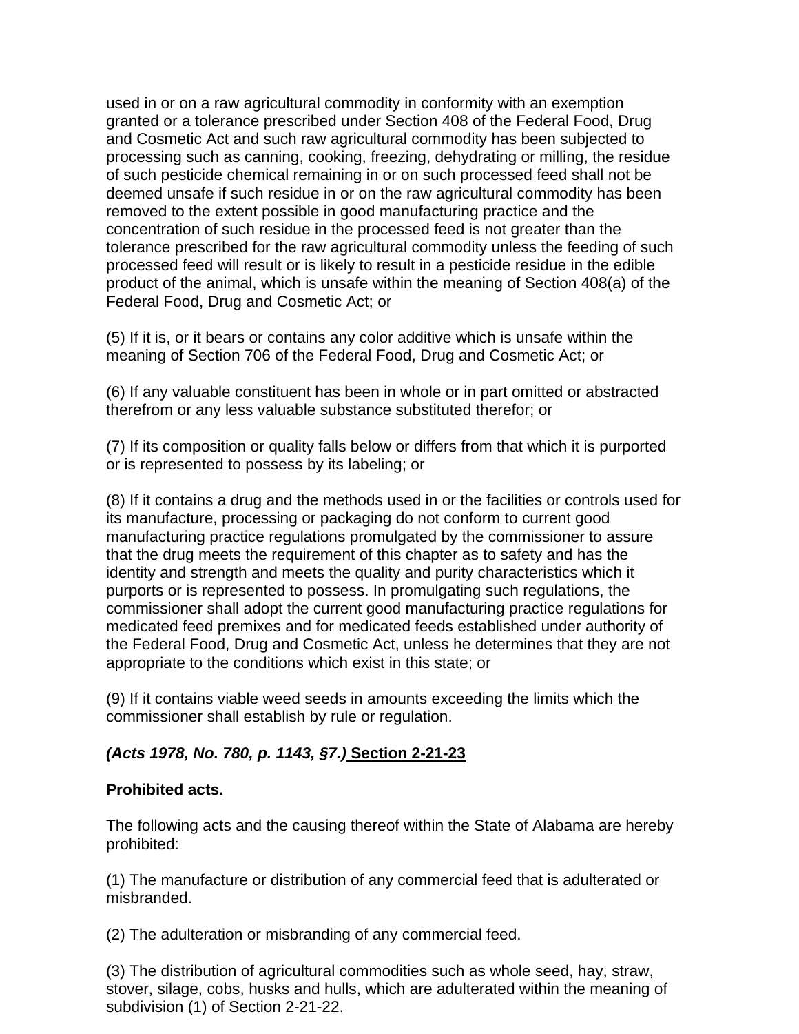used in or on a raw agricultural commodity in conformity with an exemption granted or a tolerance prescribed under Section 408 of the Federal Food, Drug and Cosmetic Act and such raw agricultural commodity has been subjected to processing such as canning, cooking, freezing, dehydrating or milling, the residue of such pesticide chemical remaining in or on such processed feed shall not be deemed unsafe if such residue in or on the raw agricultural commodity has been removed to the extent possible in good manufacturing practice and the concentration of such residue in the processed feed is not greater than the tolerance prescribed for the raw agricultural commodity unless the feeding of such processed feed will result or is likely to result in a pesticide residue in the edible product of the animal, which is unsafe within the meaning of Section 408(a) of the Federal Food, Drug and Cosmetic Act; or

(5) If it is, or it bears or contains any color additive which is unsafe within the meaning of Section 706 of the Federal Food, Drug and Cosmetic Act; or

(6) If any valuable constituent has been in whole or in part omitted or abstracted therefrom or any less valuable substance substituted therefor; or

(7) If its composition or quality falls below or differs from that which it is purported or is represented to possess by its labeling; or

(8) If it contains a drug and the methods used in or the facilities or controls used for its manufacture, processing or packaging do not conform to current good manufacturing practice regulations promulgated by the commissioner to assure that the drug meets the requirement of this chapter as to safety and has the identity and strength and meets the quality and purity characteristics which it purports or is represented to possess. In promulgating such regulations, the commissioner shall adopt the current good manufacturing practice regulations for medicated feed premixes and for medicated feeds established under authority of the Federal Food, Drug and Cosmetic Act, unless he determines that they are not appropriate to the conditions which exist in this state; or

(9) If it contains viable weed seeds in amounts exceeding the limits which the commissioner shall establish by rule or regulation.

***(Acts 1978, No. 780, p. 1143, §7.)*** **Section 2-21-23**

**Prohibited acts.**

The following acts and the causing thereof within the State of Alabama are hereby prohibited:

(1) The manufacture or distribution of any commercial feed that is adulterated or misbranded.

(2) The adulteration or misbranding of any commercial feed.

(3) The distribution of agricultural commodities such as whole seed, hay, straw, stover, silage, cobs, husks and hulls, which are adulterated within the meaning of subdivision (1) of Section 2-21-22.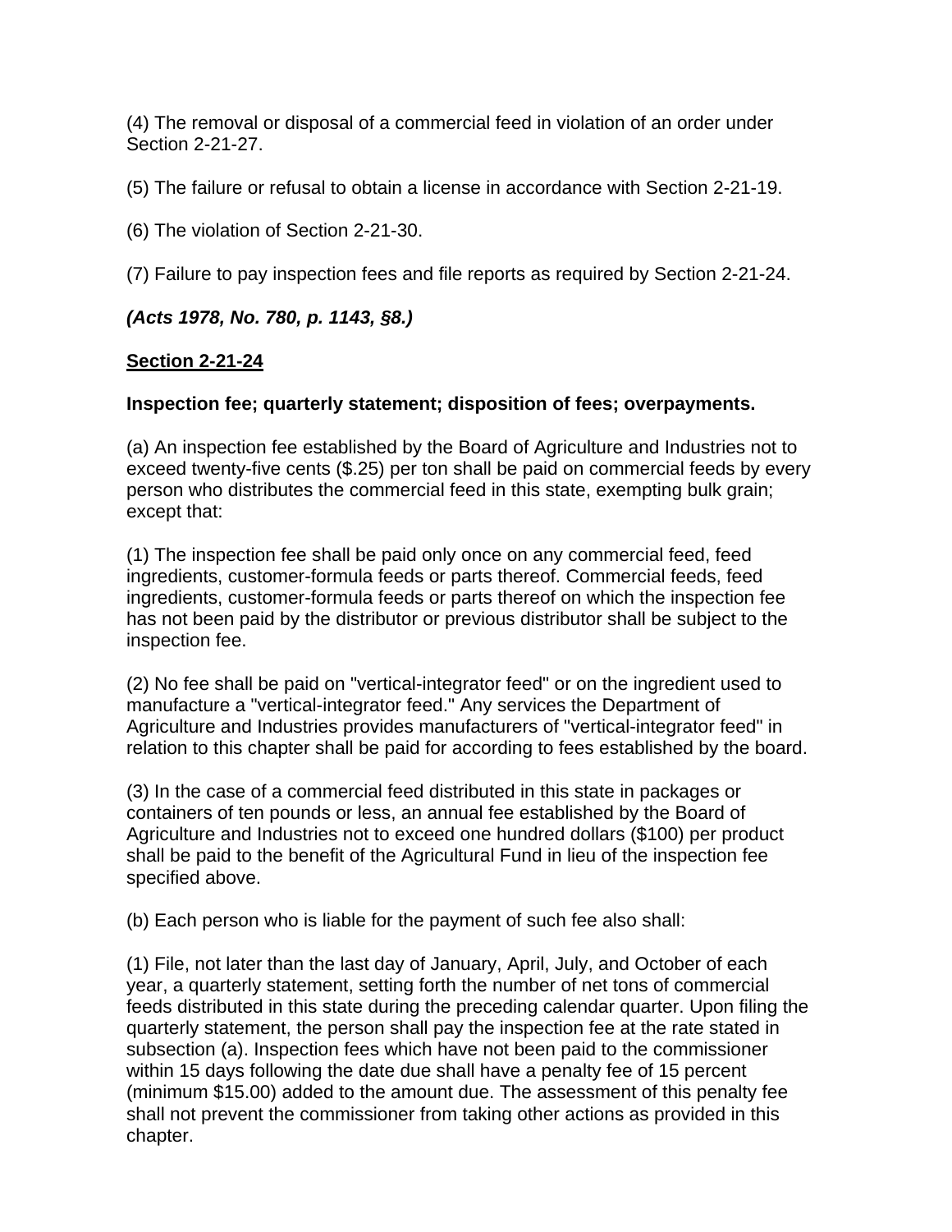(4) The removal or disposal of a commercial feed in violation of an order under Section 2-21-27.

(5) The failure or refusal to obtain a license in accordance with Section 2-21-19.

(6) The violation of Section 2-21-30.

(7) Failure to pay inspection fees and file reports as required by Section 2-21-24.

***(Acts 1978, No. 780, p. 1143, §8.)***

**Section 2-21-24**

**Inspection fee; quarterly statement; disposition of fees; overpayments.**

(a) An inspection fee established by the Board of Agriculture and Industries not to exceed twenty-five cents ($.25) per ton shall be paid on commercial feeds by every person who distributes the commercial feed in this state, exempting bulk grain; except that:

(1) The inspection fee shall be paid only once on any commercial feed, feed ingredients, customer-formula feeds or parts thereof. Commercial feeds, feed ingredients, customer-formula feeds or parts thereof on which the inspection fee has not been paid by the distributor or previous distributor shall be subject to the inspection fee.

(2) No fee shall be paid on "vertical-integrator feed" or on the ingredient used to manufacture a "vertical-integrator feed." Any services the Department of Agriculture and Industries provides manufacturers of "vertical-integrator feed" in relation to this chapter shall be paid for according to fees established by the board.

(3) In the case of a commercial feed distributed in this state in packages or containers of ten pounds or less, an annual fee established by the Board of Agriculture and Industries not to exceed one hundred dollars ($100) per product shall be paid to the benefit of the Agricultural Fund in lieu of the inspection fee specified above.

(b) Each person who is liable for the payment of such fee also shall:

(1) File, not later than the last day of January, April, July, and October of each year, a quarterly statement, setting forth the number of net tons of commercial feeds distributed in this state during the preceding calendar quarter. Upon filing the quarterly statement, the person shall pay the inspection fee at the rate stated in subsection (a). Inspection fees which have not been paid to the commissioner within 15 days following the date due shall have a penalty fee of 15 percent (minimum $15.00) added to the amount due. The assessment of this penalty fee shall not prevent the commissioner from taking other actions as provided in this chapter.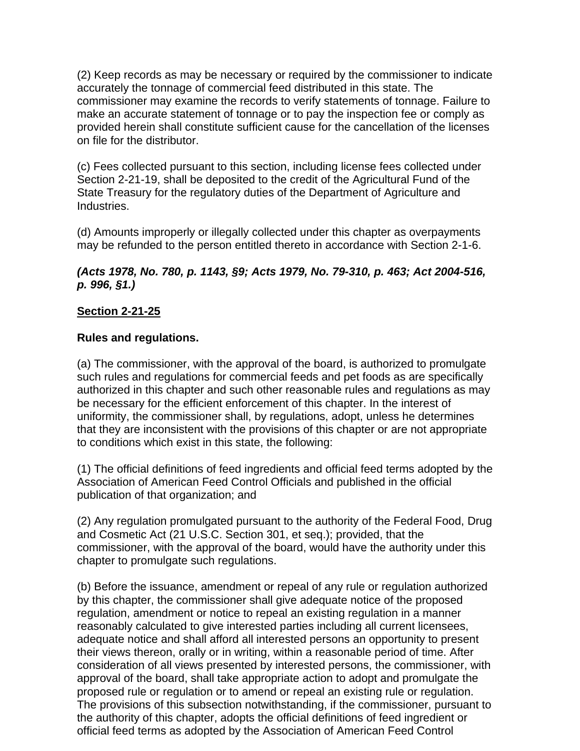(2) Keep records as may be necessary or required by the commissioner to indicate accurately the tonnage of commercial feed distributed in this state. The commissioner may examine the records to verify statements of tonnage. Failure to make an accurate statement of tonnage or to pay the inspection fee or comply as provided herein shall constitute sufficient cause for the cancellation of the licenses on file for the distributor.

(c) Fees collected pursuant to this section, including license fees collected under Section 2-21-19, shall be deposited to the credit of the Agricultural Fund of the State Treasury for the regulatory duties of the Department of Agriculture and Industries.

(d) Amounts improperly or illegally collected under this chapter as overpayments may be refunded to the person entitled thereto in accordance with Section 2-1-6.

***(Acts 1978, No. 780, p. 1143, §9; Acts 1979, No. 79-310, p. 463; Act 2004-516, p. 996, §1.)***

**Section 2-21-25**

**Rules and regulations.**

(a) The commissioner, with the approval of the board, is authorized to promulgate such rules and regulations for commercial feeds and pet foods as are specifically authorized in this chapter and such other reasonable rules and regulations as may be necessary for the efficient enforcement of this chapter. In the interest of uniformity, the commissioner shall, by regulations, adopt, unless he determines that they are inconsistent with the provisions of this chapter or are not appropriate to conditions which exist in this state, the following:

(1) The official definitions of feed ingredients and official feed terms adopted by the Association of American Feed Control Officials and published in the official publication of that organization; and

(2) Any regulation promulgated pursuant to the authority of the Federal Food, Drug and Cosmetic Act (21 U.S.C. Section 301, et seq.); provided, that the commissioner, with the approval of the board, would have the authority under this chapter to promulgate such regulations.

(b) Before the issuance, amendment or repeal of any rule or regulation authorized by this chapter, the commissioner shall give adequate notice of the proposed regulation, amendment or notice to repeal an existing regulation in a manner reasonably calculated to give interested parties including all current licensees, adequate notice and shall afford all interested persons an opportunity to present their views thereon, orally or in writing, within a reasonable period of time. After consideration of all views presented by interested persons, the commissioner, with approval of the board, shall take appropriate action to adopt and promulgate the proposed rule or regulation or to amend or repeal an existing rule or regulation. The provisions of this subsection notwithstanding, if the commissioner, pursuant to the authority of this chapter, adopts the official definitions of feed ingredient or official feed terms as adopted by the Association of American Feed Control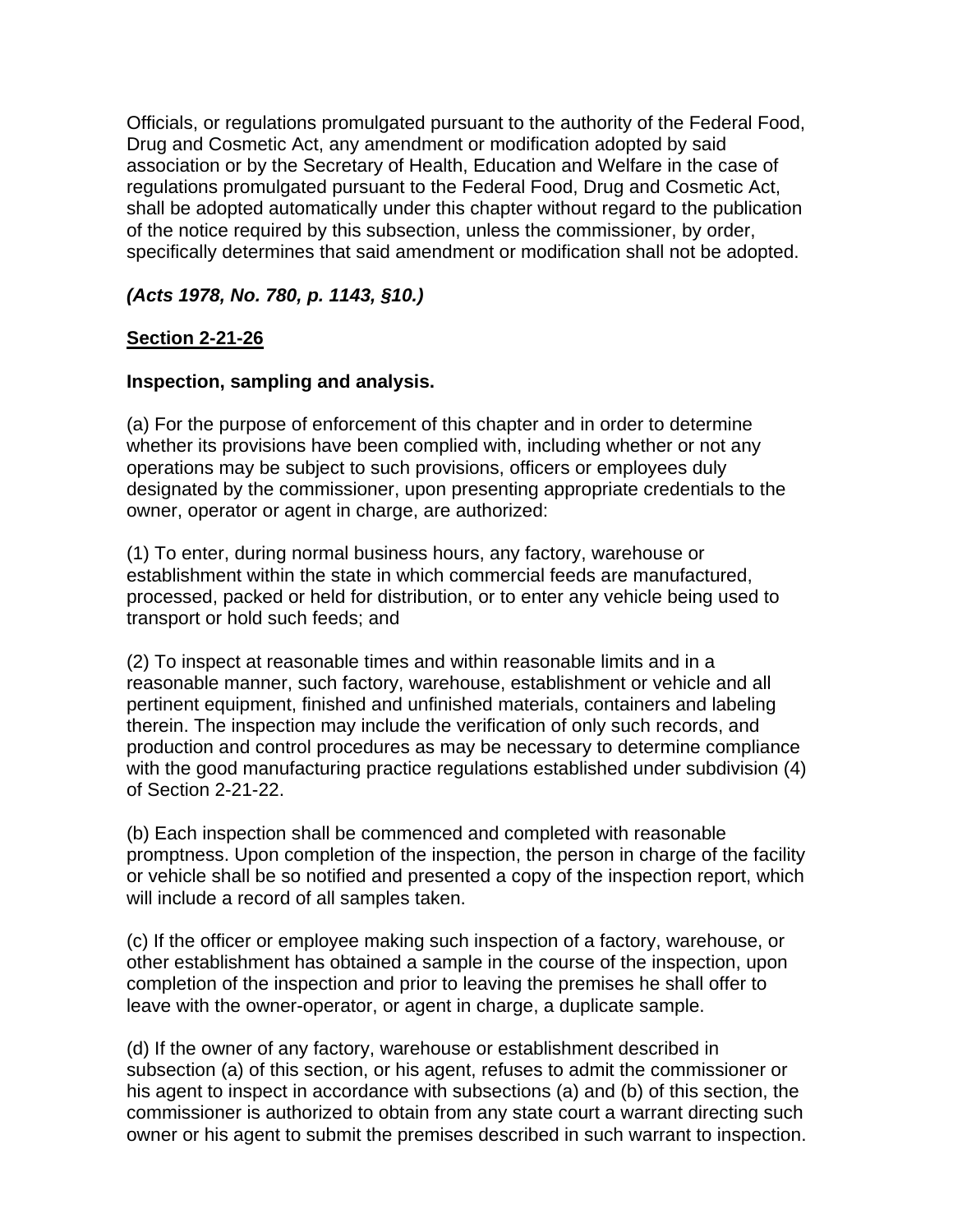Officials, or regulations promulgated pursuant to the authority of the Federal Food, Drug and Cosmetic Act, any amendment or modification adopted by said association or by the Secretary of Health, Education and Welfare in the case of regulations promulgated pursuant to the Federal Food, Drug and Cosmetic Act, shall be adopted automatically under this chapter without regard to the publication of the notice required by this subsection, unless the commissioner, by order, specifically determines that said amendment or modification shall not be adopted.

***(Acts 1978, No. 780, p. 1143, §10.)***

**Section 2-21-26**

**Inspection, sampling and analysis.**

(a) For the purpose of enforcement of this chapter and in order to determine whether its provisions have been complied with, including whether or not any operations may be subject to such provisions, officers or employees duly designated by the commissioner, upon presenting appropriate credentials to the owner, operator or agent in charge, are authorized:

(1) To enter, during normal business hours, any factory, warehouse or establishment within the state in which commercial feeds are manufactured, processed, packed or held for distribution, or to enter any vehicle being used to transport or hold such feeds; and

(2) To inspect at reasonable times and within reasonable limits and in a reasonable manner, such factory, warehouse, establishment or vehicle and all pertinent equipment, finished and unfinished materials, containers and labeling therein. The inspection may include the verification of only such records, and production and control procedures as may be necessary to determine compliance with the good manufacturing practice regulations established under subdivision (4) of Section 2-21-22.

(b) Each inspection shall be commenced and completed with reasonable promptness. Upon completion of the inspection, the person in charge of the facility or vehicle shall be so notified and presented a copy of the inspection report, which will include a record of all samples taken.

(c) If the officer or employee making such inspection of a factory, warehouse, or other establishment has obtained a sample in the course of the inspection, upon completion of the inspection and prior to leaving the premises he shall offer to leave with the owner-operator, or agent in charge, a duplicate sample.

(d) If the owner of any factory, warehouse or establishment described in subsection (a) of this section, or his agent, refuses to admit the commissioner or his agent to inspect in accordance with subsections (a) and (b) of this section, the commissioner is authorized to obtain from any state court a warrant directing such owner or his agent to submit the premises described in such warrant to inspection.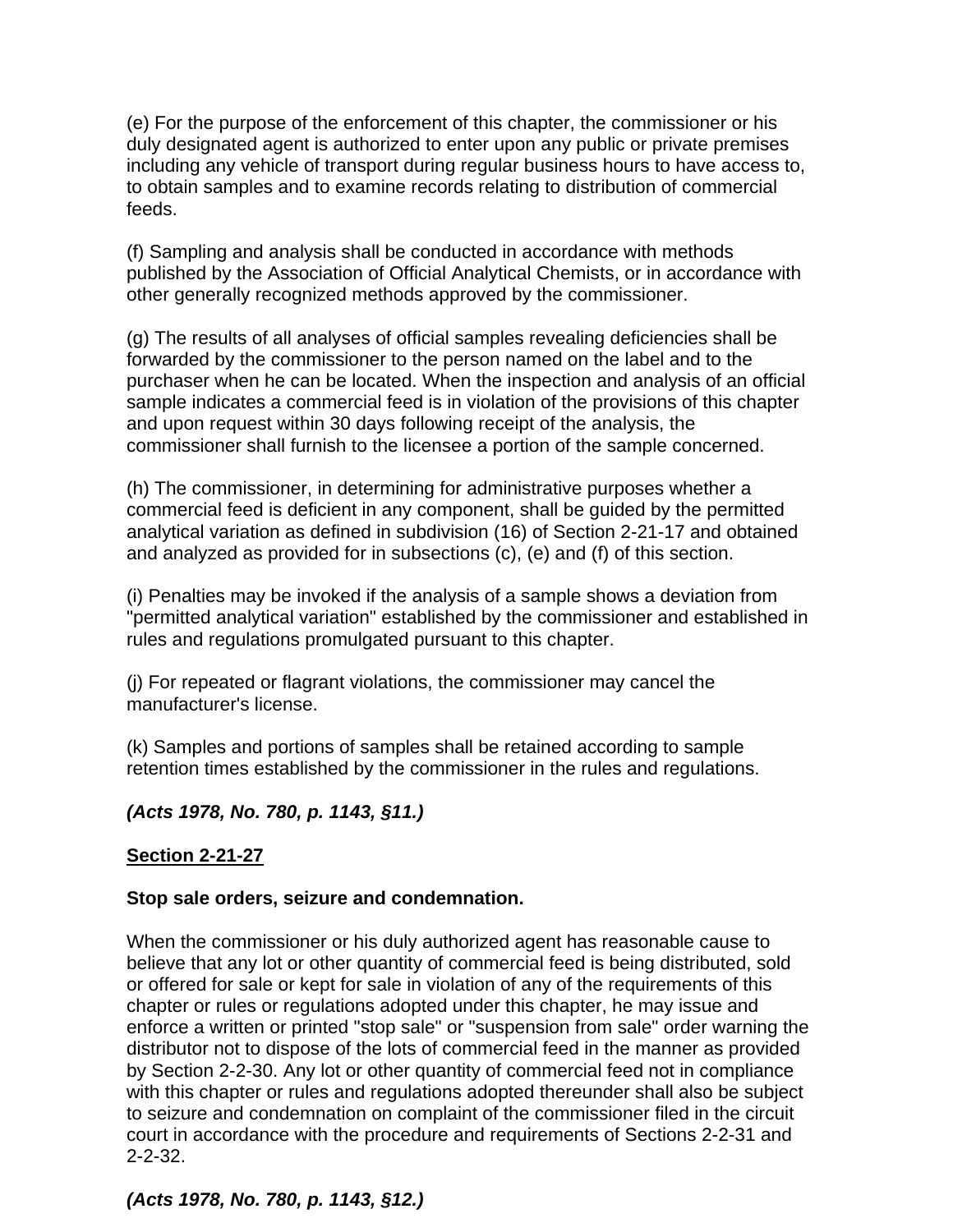(e) For the purpose of the enforcement of this chapter, the commissioner or his duly designated agent is authorized to enter upon any public or private premises including any vehicle of transport during regular business hours to have access to, to obtain samples and to examine records relating to distribution of commercial feeds.

(f) Sampling and analysis shall be conducted in accordance with methods published by the Association of Official Analytical Chemists, or in accordance with other generally recognized methods approved by the commissioner.

(g) The results of all analyses of official samples revealing deficiencies shall be forwarded by the commissioner to the person named on the label and to the purchaser when he can be located. When the inspection and analysis of an official sample indicates a commercial feed is in violation of the provisions of this chapter and upon request within 30 days following receipt of the analysis, the commissioner shall furnish to the licensee a portion of the sample concerned.

(h) The commissioner, in determining for administrative purposes whether a commercial feed is deficient in any component, shall be guided by the permitted analytical variation as defined in subdivision (16) of Section 2-21-17 and obtained and analyzed as provided for in subsections (c), (e) and (f) of this section.

(i) Penalties may be invoked if the analysis of a sample shows a deviation from "permitted analytical variation" established by the commissioner and established in rules and regulations promulgated pursuant to this chapter.

(j) For repeated or flagrant violations, the commissioner may cancel the manufacturer's license.

(k) Samples and portions of samples shall be retained according to sample retention times established by the commissioner in the rules and regulations.

***(Acts 1978, No. 780, p. 1143, §11.)***

**Section 2-21-27**

**Stop sale orders, seizure and condemnation.**

When the commissioner or his duly authorized agent has reasonable cause to believe that any lot or other quantity of commercial feed is being distributed, sold or offered for sale or kept for sale in violation of any of the requirements of this chapter or rules or regulations adopted under this chapter, he may issue and enforce a written or printed "stop sale" or "suspension from sale" order warning the distributor not to dispose of the lots of commercial feed in the manner as provided by Section 2-2-30. Any lot or other quantity of commercial feed not in compliance with this chapter or rules and regulations adopted thereunder shall also be subject to seizure and condemnation on complaint of the commissioner filed in the circuit court in accordance with the procedure and requirements of Sections 2-2-31 and 2-2-32.

***(Acts 1978, No. 780, p. 1143, §12.)***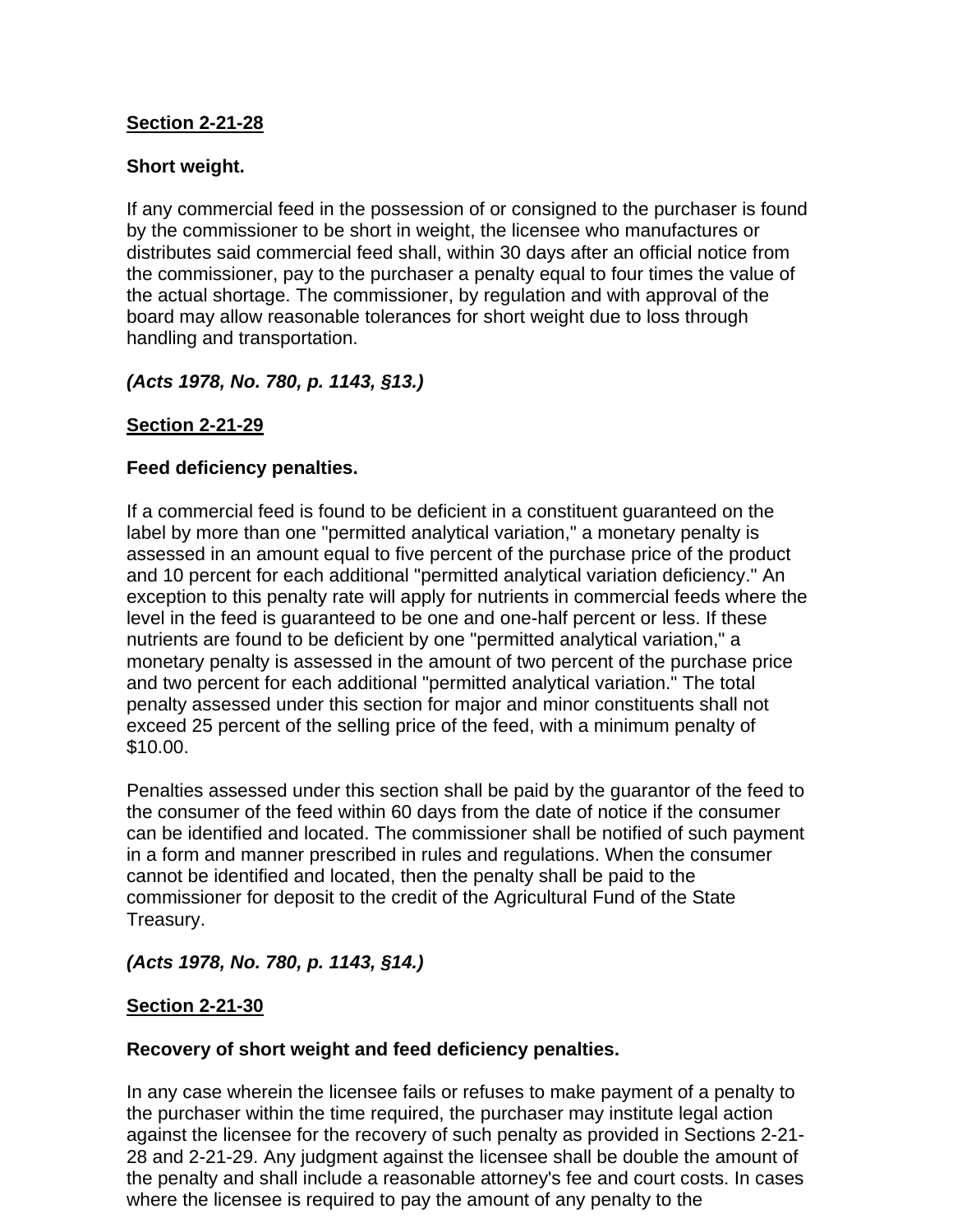**Section 2-21-28**

**Short weight.**

If any commercial feed in the possession of or consigned to the purchaser is found by the commissioner to be short in weight, the licensee who manufactures or distributes said commercial feed shall, within 30 days after an official notice from the commissioner, pay to the purchaser a penalty equal to four times the value of the actual shortage. The commissioner, by regulation and with approval of the board may allow reasonable tolerances for short weight due to loss through handling and transportation.

***(Acts 1978, No. 780, p. 1143, §13.)***

**Section 2-21-29**

**Feed deficiency penalties.**

If a commercial feed is found to be deficient in a constituent guaranteed on the label by more than one "permitted analytical variation," a monetary penalty is assessed in an amount equal to five percent of the purchase price of the product and 10 percent for each additional "permitted analytical variation deficiency." An exception to this penalty rate will apply for nutrients in commercial feeds where the level in the feed is guaranteed to be one and one-half percent or less. If these nutrients are found to be deficient by one "permitted analytical variation," a monetary penalty is assessed in the amount of two percent of the purchase price and two percent for each additional "permitted analytical variation." The total penalty assessed under this section for major and minor constituents shall not exceed 25 percent of the selling price of the feed, with a minimum penalty of $10.00.

Penalties assessed under this section shall be paid by the guarantor of the feed to the consumer of the feed within 60 days from the date of notice if the consumer can be identified and located. The commissioner shall be notified of such payment in a form and manner prescribed in rules and regulations. When the consumer cannot be identified and located, then the penalty shall be paid to the commissioner for deposit to the credit of the Agricultural Fund of the State Treasury.

***(Acts 1978, No. 780, p. 1143, §14.)***

**Section 2-21-30**

**Recovery of short weight and feed deficiency penalties.**

In any case wherein the licensee fails or refuses to make payment of a penalty to the purchaser within the time required, the purchaser may institute legal action against the licensee for the recovery of such penalty as provided in Sections 2-21-28 and 2-21-29. Any judgment against the licensee shall be double the amount of the penalty and shall include a reasonable attorney's fee and court costs. In cases where the licensee is required to pay the amount of any penalty to the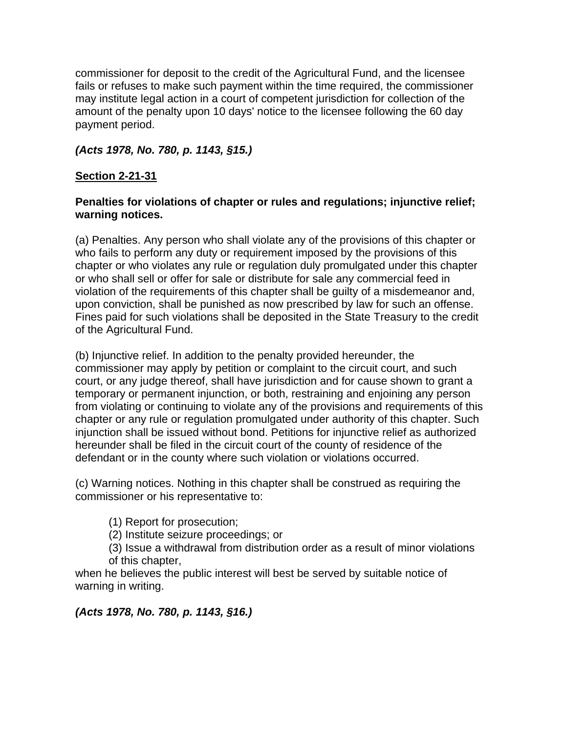commissioner for deposit to the credit of the Agricultural Fund, and the licensee fails or refuses to make such payment within the time required, the commissioner may institute legal action in a court of competent jurisdiction for collection of the amount of the penalty upon 10 days' notice to the licensee following the 60 day payment period.

***(Acts 1978, No. 780, p. 1143, §15.)***

## Section 2-21-31

**Penalties for violations of chapter or rules and regulations; injunctive relief; warning notices.**

(a) Penalties. Any person who shall violate any of the provisions of this chapter or who fails to perform any duty or requirement imposed by the provisions of this chapter or who violates any rule or regulation duly promulgated under this chapter or who shall sell or offer for sale or distribute for sale any commercial feed in violation of the requirements of this chapter shall be guilty of a misdemeanor and, upon conviction, shall be punished as now prescribed by law for such an offense. Fines paid for such violations shall be deposited in the State Treasury to the credit of the Agricultural Fund.

(b) Injunctive relief. In addition to the penalty provided hereunder, the commissioner may apply by petition or complaint to the circuit court, and such court, or any judge thereof, shall have jurisdiction and for cause shown to grant a temporary or permanent injunction, or both, restraining and enjoining any person from violating or continuing to violate any of the provisions and requirements of this chapter or any rule or regulation promulgated under authority of this chapter. Such injunction shall be issued without bond. Petitions for injunctive relief as authorized hereunder shall be filed in the circuit court of the county of residence of the defendant or in the county where such violation or violations occurred.

(c) Warning notices. Nothing in this chapter shall be construed as requiring the commissioner or his representative to:

(1) Report for prosecution;
(2) Institute seizure proceedings; or
(3) Issue a withdrawal from distribution order as a result of minor violations of this chapter,

when he believes the public interest will best be served by suitable notice of warning in writing.

***(Acts 1978, No. 780, p. 1143, §16.)***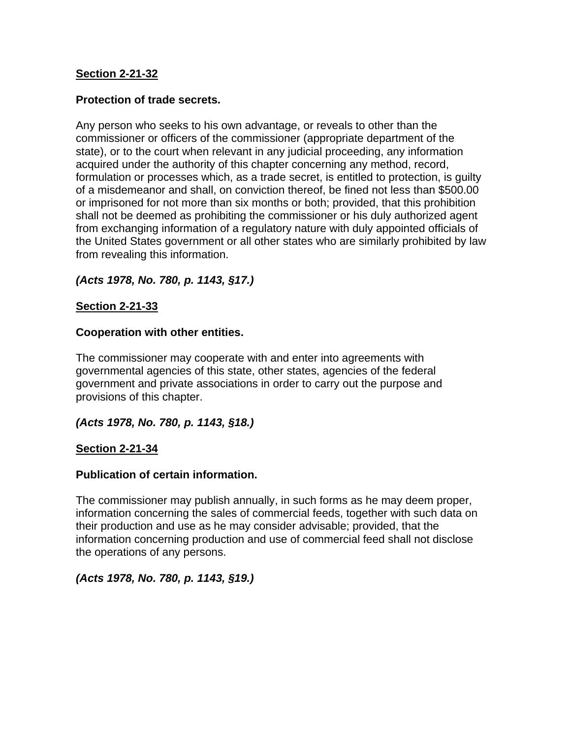**Section 2-21-32**

**Protection of trade secrets.**

Any person who seeks to his own advantage, or reveals to other than the commissioner or officers of the commissioner (appropriate department of the state), or to the court when relevant in any judicial proceeding, any information acquired under the authority of this chapter concerning any method, record, formulation or processes which, as a trade secret, is entitled to protection, is guilty of a misdemeanor and shall, on conviction thereof, be fined not less than $500.00 or imprisoned for not more than six months or both; provided, that this prohibition shall not be deemed as prohibiting the commissioner or his duly authorized agent from exchanging information of a regulatory nature with duly appointed officials of the United States government or all other states who are similarly prohibited by law from revealing this information.

***(Acts 1978, No. 780, p. 1143, §17.)***

**Section 2-21-33**

**Cooperation with other entities.**

The commissioner may cooperate with and enter into agreements with governmental agencies of this state, other states, agencies of the federal government and private associations in order to carry out the purpose and provisions of this chapter.

***(Acts 1978, No. 780, p. 1143, §18.)***

**Section 2-21-34**

**Publication of certain information.**

The commissioner may publish annually, in such forms as he may deem proper, information concerning the sales of commercial feeds, together with such data on their production and use as he may consider advisable; provided, that the information concerning production and use of commercial feed shall not disclose the operations of any persons.

***(Acts 1978, No. 780, p. 1143, §19.)***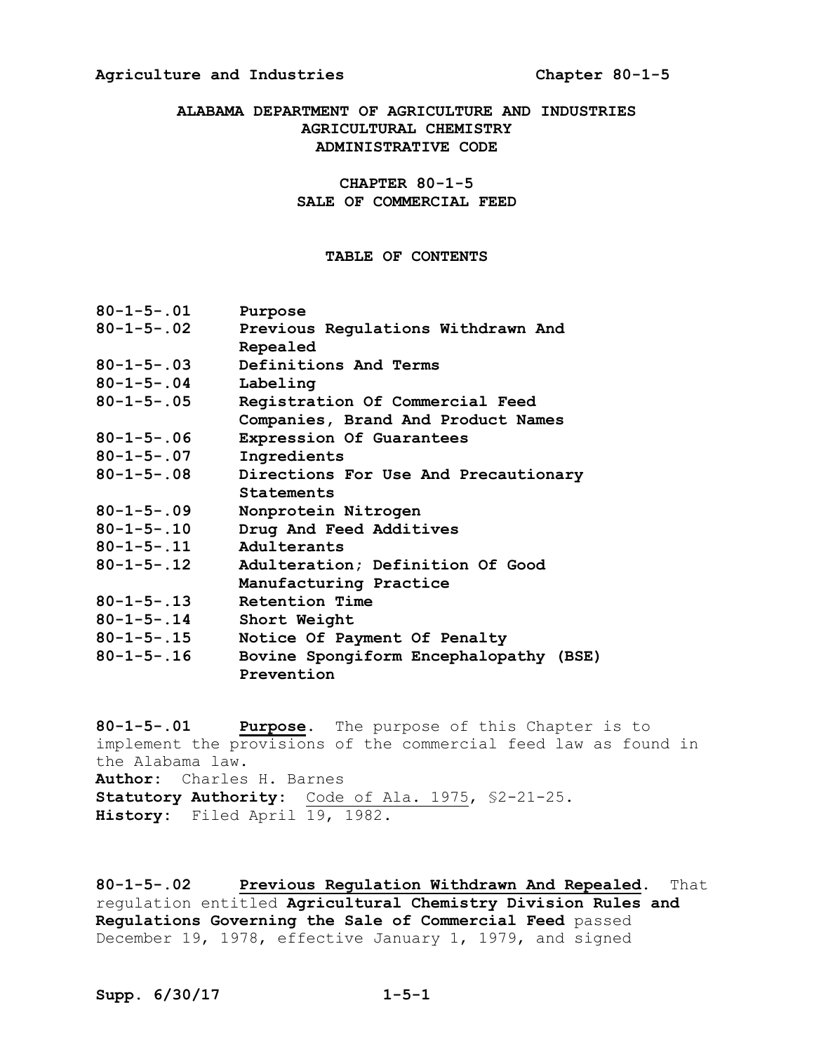# ALABAMA DEPARTMENT OF AGRICULTURE AND INDUSTRIES
## AGRICULTURAL CHEMISTRY
## ADMINISTRATIVE CODE

## CHAPTER 80-1-5
## SALE OF COMMERCIAL FEED

### TABLE OF CONTENTS

| | |
|---|---|
| **80-1-5-.01** | **Purpose** |
| **80-1-5-.02** | **Previous Regulations Withdrawn And Repealed** |
| **80-1-5-.03** | **Definitions And Terms** |
| **80-1-5-.04** | **Labeling** |
| **80-1-5-.05** | **Registration Of Commercial Feed Companies, Brand And Product Names** |
| **80-1-5-.06** | **Expression Of Guarantees** |
| **80-1-5-.07** | **Ingredients** |
| **80-1-5-.08** | **Directions For Use And Precautionary Statements** |
| **80-1-5-.09** | **Nonprotein Nitrogen** |
| **80-1-5-.10** | **Drug And Feed Additives** |
| **80-1-5-.11** | **Adulterants** |
| **80-1-5-.12** | **Adulteration; Definition Of Good Manufacturing Practice** |
| **80-1-5-.13** | **Retention Time** |
| **80-1-5-.14** | **Short Weight** |
| **80-1-5-.15** | **Notice Of Payment Of Penalty** |
| **80-1-5-.16** | **Bovine Spongiform Encephalopathy (BSE) Prevention** |

**80-1-5-.01 Purpose**. The purpose of this Chapter is to implement the provisions of the commercial feed law as found in the Alabama law.
**Author:** Charles H. Barnes
**Statutory Authority:** Code of Ala. 1975, §2-21-25.
**History:** Filed April 19, 1982.

**80-1-5-.02 Previous Regulation Withdrawn And Repealed**. That regulation entitled **Agricultural Chemistry Division Rules and Regulations Governing the Sale of Commercial Feed** passed December 19, 1978, effective January 1, 1979, and signed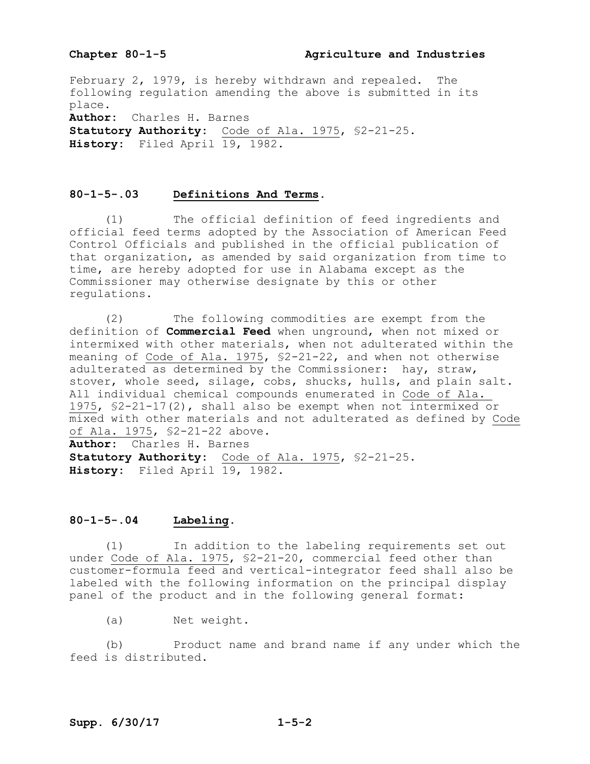February 2, 1979, is hereby withdrawn and repealed. The following regulation amending the above is submitted in its place.
**Author:** Charles H. Barnes
**Statutory Authority:** Code of Ala. 1975, §2-21-25.
**History:** Filed April 19, 1982.

## 80-1-5-.03 Definitions And Terms.

(1) The official definition of feed ingredients and official feed terms adopted by the Association of American Feed Control Officials and published in the official publication of that organization, as amended by said organization from time to time, are hereby adopted for use in Alabama except as the Commissioner may otherwise designate by this or other regulations.

(2) The following commodities are exempt from the definition of **Commercial Feed** when unground, when not mixed or intermixed with other materials, when not adulterated within the meaning of Code of Ala. 1975, §2-21-22, and when not otherwise adulterated as determined by the Commissioner: hay, straw, stover, whole seed, silage, cobs, shucks, hulls, and plain salt. All individual chemical compounds enumerated in Code of Ala. 1975, §2-21-17(2), shall also be exempt when not intermixed or mixed with other materials and not adulterated as defined by Code of Ala. 1975, §2-21-22 above.
**Author:** Charles H. Barnes
**Statutory Authority:** Code of Ala. 1975, §2-21-25.
**History:** Filed April 19, 1982.

## 80-1-5-.04 Labeling.

(1) In addition to the labeling requirements set out under Code of Ala. 1975, §2-21-20, commercial feed other than customer-formula feed and vertical-integrator feed shall also be labeled with the following information on the principal display panel of the product and in the following general format:

(a) Net weight.

(b) Product name and brand name if any under which the feed is distributed.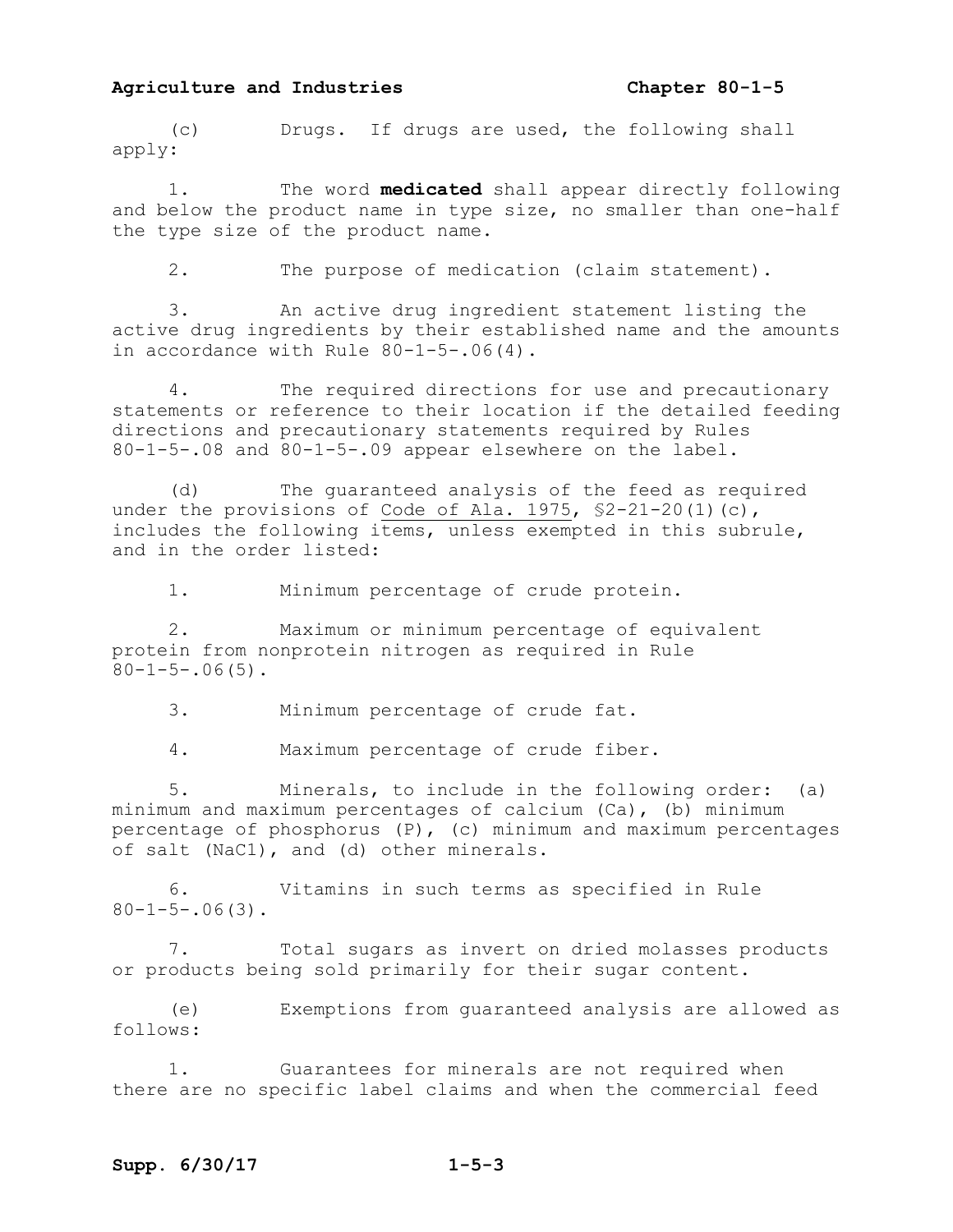(c) Drugs. If drugs are used, the following shall apply:

1. The word **medicated** shall appear directly following and below the product name in type size, no smaller than one-half the type size of the product name.

2. The purpose of medication (claim statement).

3. An active drug ingredient statement listing the active drug ingredients by their established name and the amounts in accordance with Rule 80-1-5-.06(4).

4. The required directions for use and precautionary statements or reference to their location if the detailed feeding directions and precautionary statements required by Rules 80-1-5-.08 and 80-1-5-.09 appear elsewhere on the label.

(d) The guaranteed analysis of the feed as required under the provisions of Code of Ala. 1975, §2-21-20(1)(c), includes the following items, unless exempted in this subrule, and in the order listed:

1. Minimum percentage of crude protein.

2. Maximum or minimum percentage of equivalent protein from nonprotein nitrogen as required in Rule 80-1-5-.06(5).

3. Minimum percentage of crude fat.

4. Maximum percentage of crude fiber.

5. Minerals, to include in the following order: (a) minimum and maximum percentages of calcium (Ca), (b) minimum percentage of phosphorus (P), (c) minimum and maximum percentages of salt (NaCl), and (d) other minerals.

6. Vitamins in such terms as specified in Rule 80-1-5-.06(3).

7. Total sugars as invert on dried molasses products or products being sold primarily for their sugar content.

(e) Exemptions from guaranteed analysis are allowed as follows:

1. Guarantees for minerals are not required when there are no specific label claims and when the commercial feed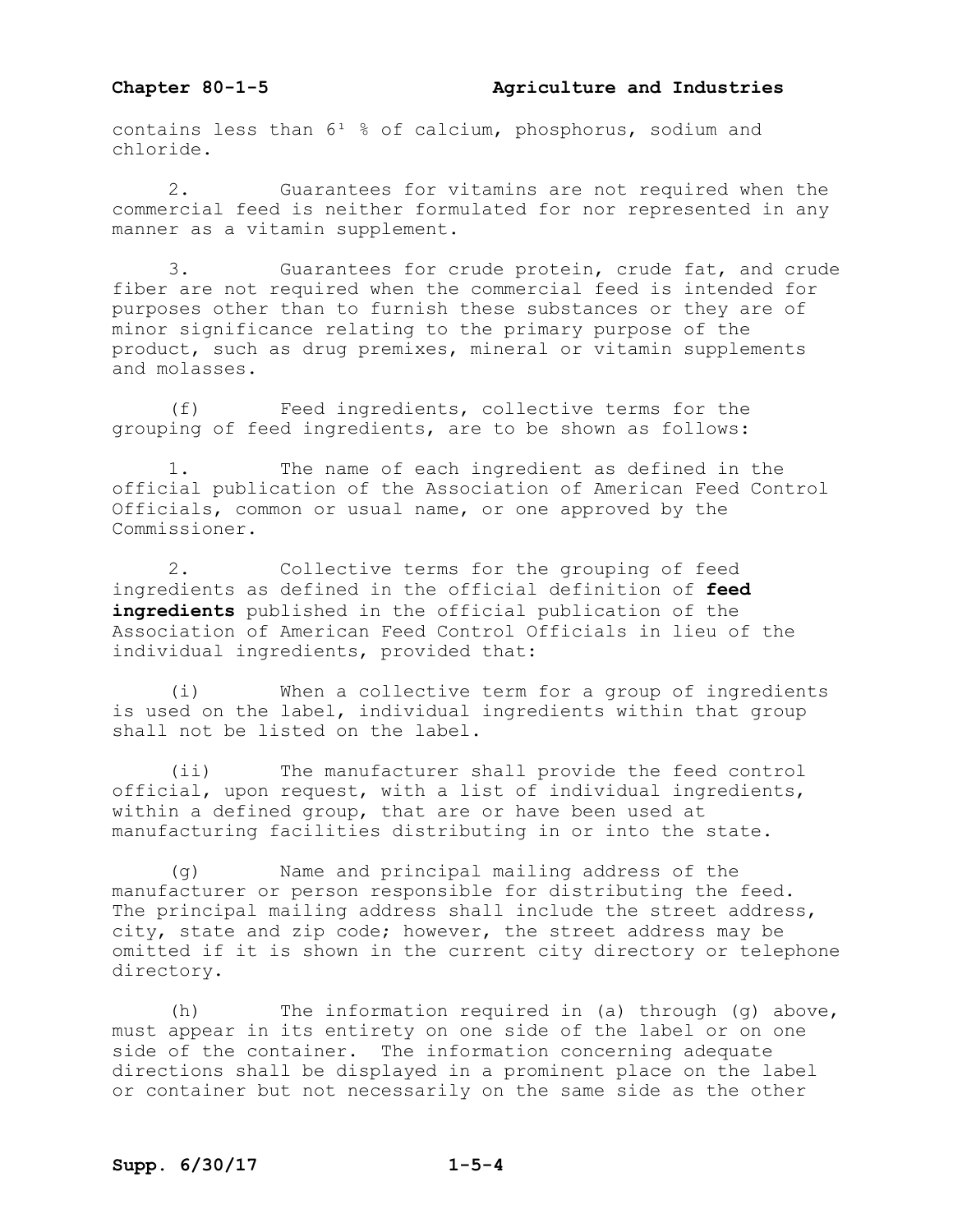contains less than 6[1] % of calcium, phosphorus, sodium and chloride.

2. Guarantees for vitamins are not required when the commercial feed is neither formulated for nor represented in any manner as a vitamin supplement.

3. Guarantees for crude protein, crude fat, and crude fiber are not required when the commercial feed is intended for purposes other than to furnish these substances or they are of minor significance relating to the primary purpose of the product, such as drug premixes, mineral or vitamin supplements and molasses.

(f) Feed ingredients, collective terms for the grouping of feed ingredients, are to be shown as follows:

1. The name of each ingredient as defined in the official publication of the Association of American Feed Control Officials, common or usual name, or one approved by the Commissioner.

2. Collective terms for the grouping of feed ingredients as defined in the official definition of **feed ingredients** published in the official publication of the Association of American Feed Control Officials in lieu of the individual ingredients, provided that:

(i) When a collective term for a group of ingredients is used on the label, individual ingredients within that group shall not be listed on the label.

(ii) The manufacturer shall provide the feed control official, upon request, with a list of individual ingredients, within a defined group, that are or have been used at manufacturing facilities distributing in or into the state.

(g) Name and principal mailing address of the manufacturer or person responsible for distributing the feed. The principal mailing address shall include the street address, city, state and zip code; however, the street address may be omitted if it is shown in the current city directory or telephone directory.

(h) The information required in (a) through (g) above, must appear in its entirety on one side of the label or on one side of the container. The information concerning adequate directions shall be displayed in a prominent place on the label or container but not necessarily on the same side as the other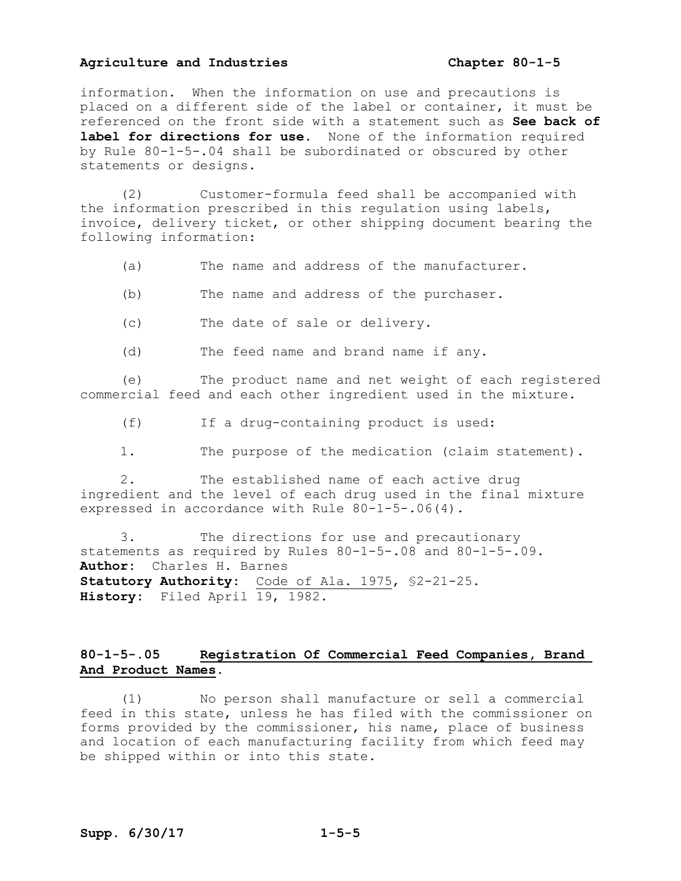information. When the information on use and precautions is placed on a different side of the label or container, it must be referenced on the front side with a statement such as **See back of label for directions for use.** None of the information required by Rule 80-1-5-.04 shall be subordinated or obscured by other statements or designs.

(2) Customer-formula feed shall be accompanied with the information prescribed in this regulation using labels, invoice, delivery ticket, or other shipping document bearing the following information:

(a) The name and address of the manufacturer.

(b) The name and address of the purchaser.

(c) The date of sale or delivery.

(d) The feed name and brand name if any.

(e) The product name and net weight of each registered commercial feed and each other ingredient used in the mixture.

(f) If a drug-containing product is used:

1. The purpose of the medication (claim statement).

2. The established name of each active drug ingredient and the level of each drug used in the final mixture expressed in accordance with Rule 80-1-5-.06(4).

3. The directions for use and precautionary statements as required by Rules 80-1-5-.08 and 80-1-5-.09.

**Author:** Charles H. Barnes
**Statutory Authority:** Code of Ala. 1975, §2-21-25.
**History:** Filed April 19, 1982.

## 80-1-5-.05 Registration Of Commercial Feed Companies, Brand And Product Names.

(1) No person shall manufacture or sell a commercial feed in this state, unless he has filed with the commissioner on forms provided by the commissioner, his name, place of business and location of each manufacturing facility from which feed may be shipped within or into this state.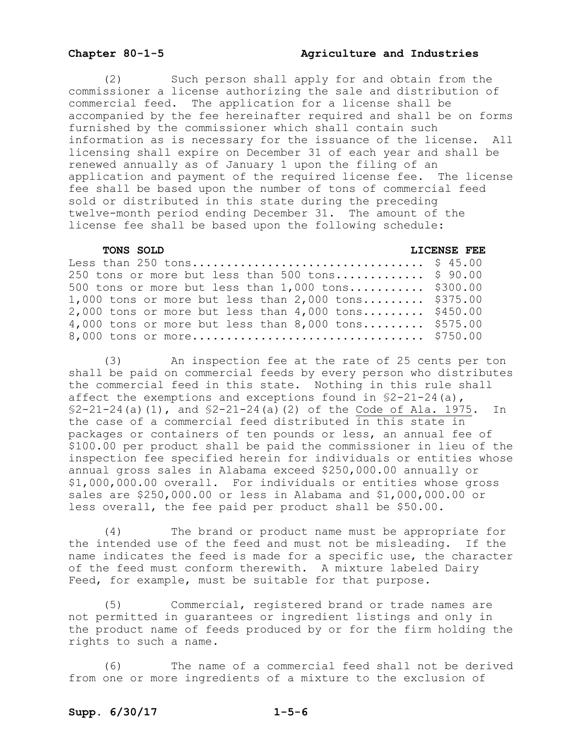(2) Such person shall apply for and obtain from the commissioner a license authorizing the sale and distribution of commercial feed. The application for a license shall be accompanied by the fee hereinafter required and shall be on forms furnished by the commissioner which shall contain such information as is necessary for the issuance of the license. All licensing shall expire on December 31 of each year and shall be renewed annually as of January 1 upon the filing of an application and payment of the required license fee. The license fee shall be based upon the number of tons of commercial feed sold or distributed in this state during the preceding twelve-month period ending December 31. The amount of the license fee shall be based upon the following schedule:

| TONS SOLD | LICENSE FEE |
|---|---|
| Less than 250 tons | $ 45.00 |
| 250 tons or more but less than 500 tons | $ 90.00 |
| 500 tons or more but less than 1,000 tons | $300.00 |
| 1,000 tons or more but less than 2,000 tons | $375.00 |
| 2,000 tons or more but less than 4,000 tons | $450.00 |
| 4,000 tons or more but less than 8,000 tons | $575.00 |
| 8,000 tons or more | $750.00 |

(3) An inspection fee at the rate of 25 cents per ton shall be paid on commercial feeds by every person who distributes the commercial feed in this state. Nothing in this rule shall affect the exemptions and exceptions found in §2-21-24(a), §2-21-24(a)(1), and §2-21-24(a)(2) of the Code of Ala. 1975. In the case of a commercial feed distributed in this state in packages or containers of ten pounds or less, an annual fee of $100.00 per product shall be paid the commissioner in lieu of the inspection fee specified herein for individuals or entities whose annual gross sales in Alabama exceed $250,000.00 annually or $1,000,000.00 overall. For individuals or entities whose gross sales are $250,000.00 or less in Alabama and $1,000,000.00 or less overall, the fee paid per product shall be $50.00.

(4) The brand or product name must be appropriate for the intended use of the feed and must not be misleading. If the name indicates the feed is made for a specific use, the character of the feed must conform therewith. A mixture labeled Dairy Feed, for example, must be suitable for that purpose.

(5) Commercial, registered brand or trade names are not permitted in guarantees or ingredient listings and only in the product name of feeds produced by or for the firm holding the rights to such a name.

(6) The name of a commercial feed shall not be derived from one or more ingredients of a mixture to the exclusion of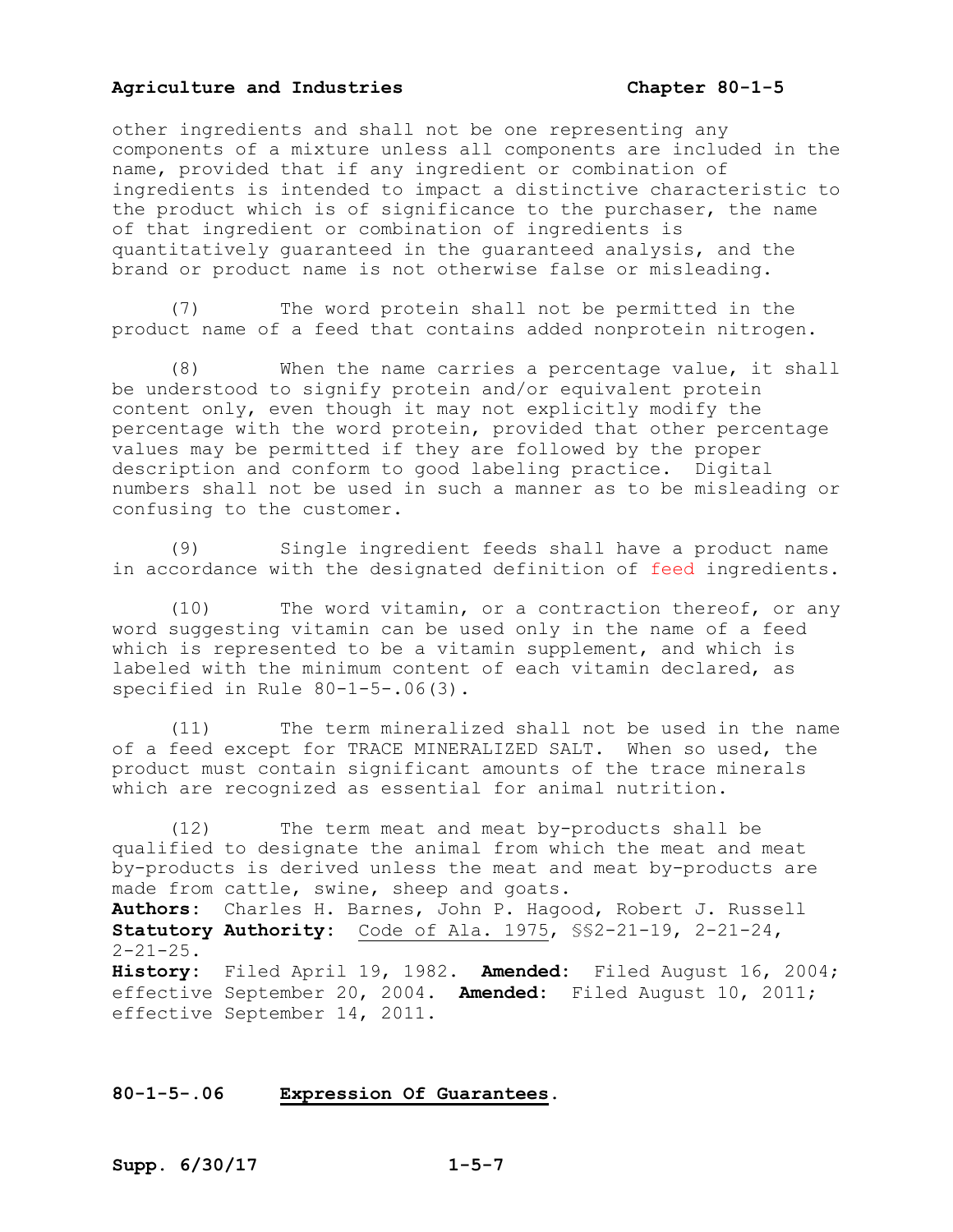other ingredients and shall not be one representing any components of a mixture unless all components are included in the name, provided that if any ingredient or combination of ingredients is intended to impact a distinctive characteristic to the product which is of significance to the purchaser, the name of that ingredient or combination of ingredients is quantitatively guaranteed in the guaranteed analysis, and the brand or product name is not otherwise false or misleading.

(7) The word protein shall not be permitted in the product name of a feed that contains added nonprotein nitrogen.

(8) When the name carries a percentage value, it shall be understood to signify protein and/or equivalent protein content only, even though it may not explicitly modify the percentage with the word protein, provided that other percentage values may be permitted if they are followed by the proper description and conform to good labeling practice. Digital numbers shall not be used in such a manner as to be misleading or confusing to the customer.

(9) Single ingredient feeds shall have a product name in accordance with the designated definition of feed ingredients.

(10) The word vitamin, or a contraction thereof, or any word suggesting vitamin can be used only in the name of a feed which is represented to be a vitamin supplement, and which is labeled with the minimum content of each vitamin declared, as specified in Rule 80-1-5-.06(3).

(11) The term mineralized shall not be used in the name of a feed except for TRACE MINERALIZED SALT. When so used, the product must contain significant amounts of the trace minerals which are recognized as essential for animal nutrition.

(12) The term meat and meat by-products shall be qualified to designate the animal from which the meat and meat by-products is derived unless the meat and meat by-products are made from cattle, swine, sheep and goats.

**Authors:** Charles H. Barnes, John P. Hagood, Robert J. Russell
**Statutory Authority:** Code of Ala. 1975, §§2-21-19, 2-21-24, 2-21-25.
**History:** Filed April 19, 1982. **Amended:** Filed August 16, 2004; effective September 20, 2004. **Amended:** Filed August 10, 2011; effective September 14, 2011.

**80-1-5-.06 Expression Of Guarantees.**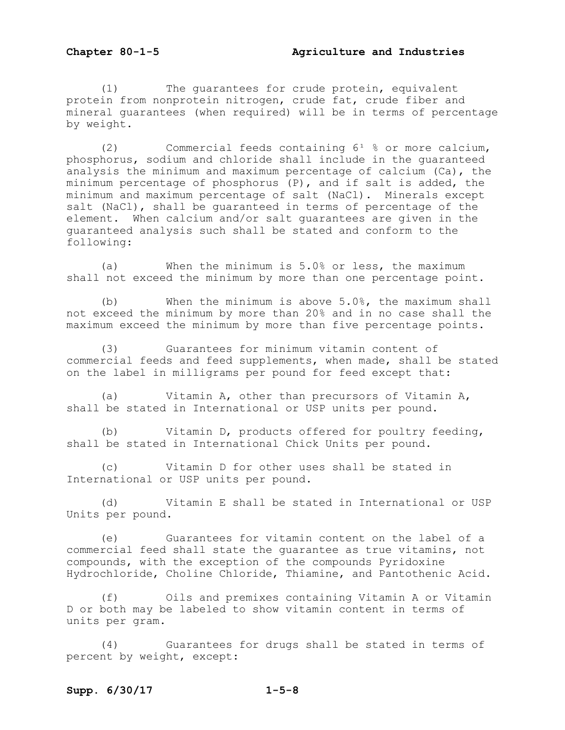(1) The guarantees for crude protein, equivalent protein from nonprotein nitrogen, crude fat, crude fiber and mineral guarantees (when required) will be in terms of percentage by weight.

(2) Commercial feeds containing 6½ % or more calcium, phosphorus, sodium and chloride shall include in the guaranteed analysis the minimum and maximum percentage of calcium (Ca), the minimum percentage of phosphorus (P), and if salt is added, the minimum and maximum percentage of salt (NaCl). Minerals except salt (NaCl), shall be guaranteed in terms of percentage of the element. When calcium and/or salt guarantees are given in the guaranteed analysis such shall be stated and conform to the following:

(a) When the minimum is 5.0% or less, the maximum shall not exceed the minimum by more than one percentage point.

(b) When the minimum is above 5.0%, the maximum shall not exceed the minimum by more than 20% and in no case shall the maximum exceed the minimum by more than five percentage points.

(3) Guarantees for minimum vitamin content of commercial feeds and feed supplements, when made, shall be stated on the label in milligrams per pound for feed except that:

(a) Vitamin A, other than precursors of Vitamin A, shall be stated in International or USP units per pound.

(b) Vitamin D, products offered for poultry feeding, shall be stated in International Chick Units per pound.

(c) Vitamin D for other uses shall be stated in International or USP units per pound.

(d) Vitamin E shall be stated in International or USP Units per pound.

(e) Guarantees for vitamin content on the label of a commercial feed shall state the guarantee as true vitamins, not compounds, with the exception of the compounds Pyridoxine Hydrochloride, Choline Chloride, Thiamine, and Pantothenic Acid.

(f) Oils and premixes containing Vitamin A or Vitamin D or both may be labeled to show vitamin content in terms of units per gram.

(4) Guarantees for drugs shall be stated in terms of percent by weight, except: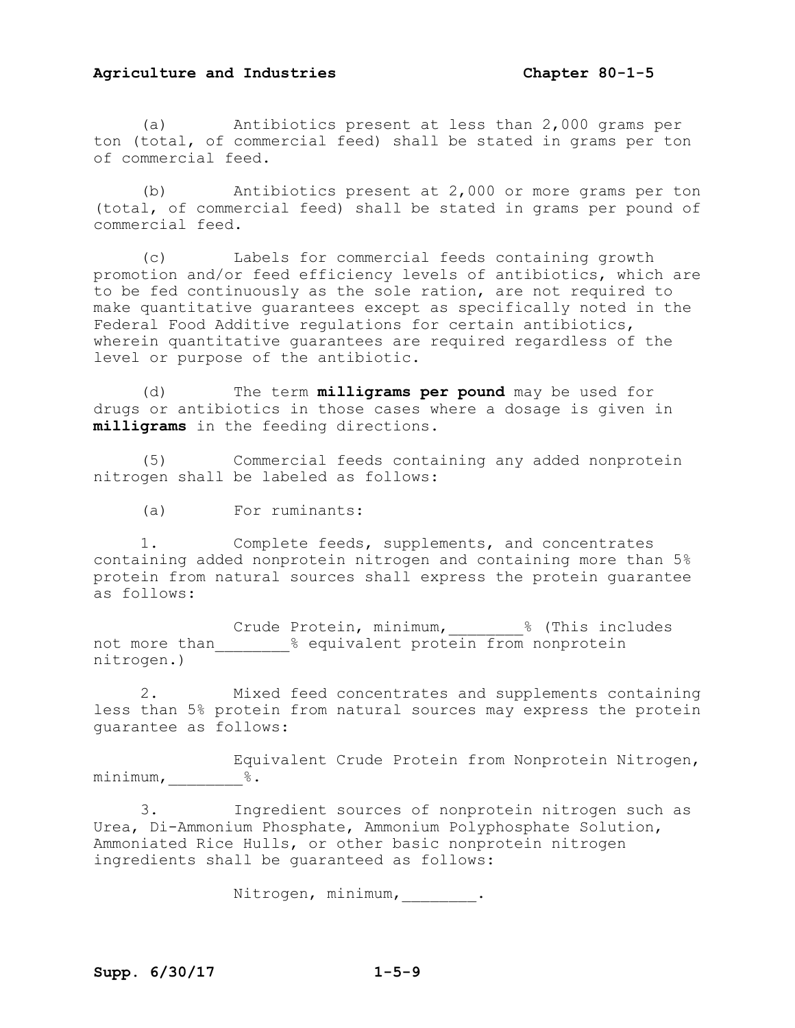(a) Antibiotics present at less than 2,000 grams per ton (total, of commercial feed) shall be stated in grams per ton of commercial feed.

(b) Antibiotics present at 2,000 or more grams per ton (total, of commercial feed) shall be stated in grams per pound of commercial feed.

(c) Labels for commercial feeds containing growth promotion and/or feed efficiency levels of antibiotics, which are to be fed continuously as the sole ration, are not required to make quantitative guarantees except as specifically noted in the Federal Food Additive regulations for certain antibiotics, wherein quantitative guarantees are required regardless of the level or purpose of the antibiotic.

(d) The term **milligrams per pound** may be used for drugs or antibiotics in those cases where a dosage is given in **milligrams** in the feeding directions.

(5) Commercial feeds containing any added nonprotein nitrogen shall be labeled as follows:

(a) For ruminants:

1. Complete feeds, supplements, and concentrates containing added nonprotein nitrogen and containing more than 5% protein from natural sources shall express the protein guarantee as follows:

Crude Protein, minimum,________% (This includes not more than________% equivalent protein from nonprotein nitrogen.)

2. Mixed feed concentrates and supplements containing less than 5% protein from natural sources may express the protein guarantee as follows:

Equivalent Crude Protein from Nonprotein Nitrogen, minimum,________%.

3. Ingredient sources of nonprotein nitrogen such as Urea, Di-Ammonium Phosphate, Ammonium Polyphosphate Solution, Ammoniated Rice Hulls, or other basic nonprotein nitrogen ingredients shall be guaranteed as follows:

Nitrogen, minimum,________.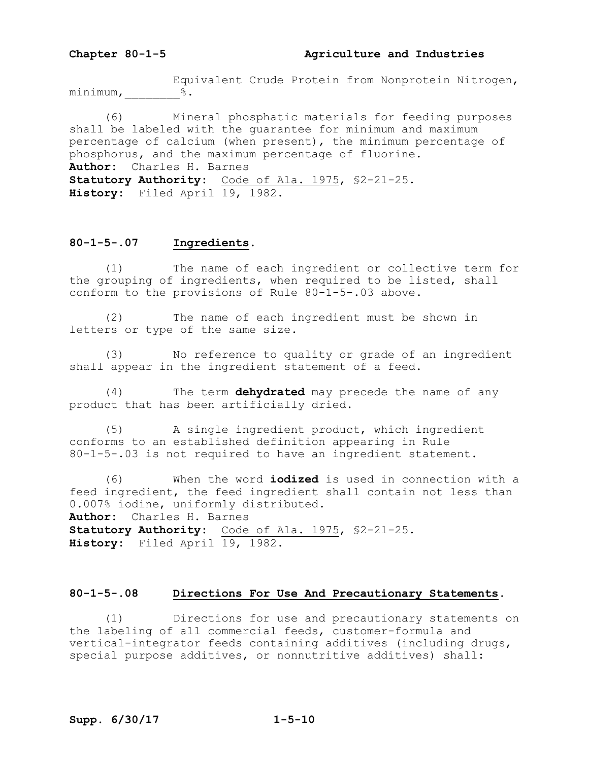Equivalent Crude Protein from Nonprotein Nitrogen, minimum,________%.

(6) Mineral phosphatic materials for feeding purposes shall be labeled with the guarantee for minimum and maximum percentage of calcium (when present), the minimum percentage of phosphorus, and the maximum percentage of fluorine.
**Author:** Charles H. Barnes
**Statutory Authority:** Code of Ala. 1975, §2-21-25.
**History:** Filed April 19, 1982.

### 80-1-5-.07 Ingredients.

(1) The name of each ingredient or collective term for the grouping of ingredients, when required to be listed, shall conform to the provisions of Rule 80-1-5-.03 above.

(2) The name of each ingredient must be shown in letters or type of the same size.

(3) No reference to quality or grade of an ingredient shall appear in the ingredient statement of a feed.

(4) The term **dehydrated** may precede the name of any product that has been artificially dried.

(5) A single ingredient product, which ingredient conforms to an established definition appearing in Rule 80-1-5-.03 is not required to have an ingredient statement.

(6) When the word **iodized** is used in connection with a feed ingredient, the feed ingredient shall contain not less than 0.007% iodine, uniformly distributed.
**Author:** Charles H. Barnes
**Statutory Authority:** Code of Ala. 1975, §2-21-25.
**History:** Filed April 19, 1982.

### 80-1-5-.08 Directions For Use And Precautionary Statements.

(1) Directions for use and precautionary statements on the labeling of all commercial feeds, customer-formula and vertical-integrator feeds containing additives (including drugs, special purpose additives, or nonnutritive additives) shall: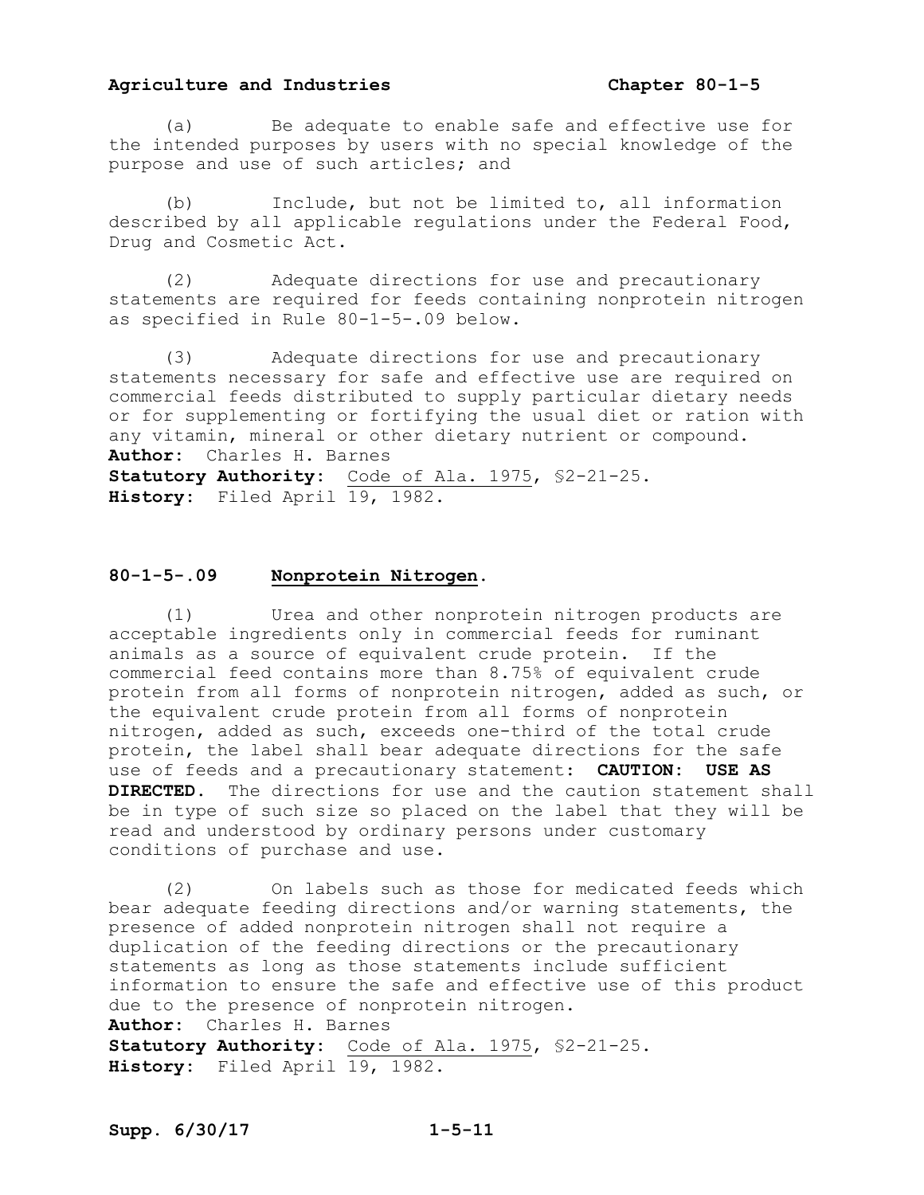(a) Be adequate to enable safe and effective use for the intended purposes by users with no special knowledge of the purpose and use of such articles; and

(b) Include, but not be limited to, all information described by all applicable regulations under the Federal Food, Drug and Cosmetic Act.

(2) Adequate directions for use and precautionary statements are required for feeds containing nonprotein nitrogen as specified in Rule 80-1-5-.09 below.

(3) Adequate directions for use and precautionary statements necessary for safe and effective use are required on commercial feeds distributed to supply particular dietary needs or for supplementing or fortifying the usual diet or ration with any vitamin, mineral or other dietary nutrient or compound.

**Author:** Charles H. Barnes
**Statutory Authority:** Code of Ala. 1975, §2-21-25.
**History:** Filed April 19, 1982.

## 80-1-5-.09 Nonprotein Nitrogen.

(1) Urea and other nonprotein nitrogen products are acceptable ingredients only in commercial feeds for ruminant animals as a source of equivalent crude protein. If the commercial feed contains more than 8.75% of equivalent crude protein from all forms of nonprotein nitrogen, added as such, or the equivalent crude protein from all forms of nonprotein nitrogen, added as such, exceeds one-third of the total crude protein, the label shall bear adequate directions for the safe use of feeds and a precautionary statement: **CAUTION: USE AS DIRECTED.** The directions for use and the caution statement shall be in type of such size so placed on the label that they will be read and understood by ordinary persons under customary conditions of purchase and use.

(2) On labels such as those for medicated feeds which bear adequate feeding directions and/or warning statements, the presence of added nonprotein nitrogen shall not require a duplication of the feeding directions or the precautionary statements as long as those statements include sufficient information to ensure the safe and effective use of this product due to the presence of nonprotein nitrogen.

**Author:** Charles H. Barnes
**Statutory Authority:** Code of Ala. 1975, §2-21-25.
**History:** Filed April 19, 1982.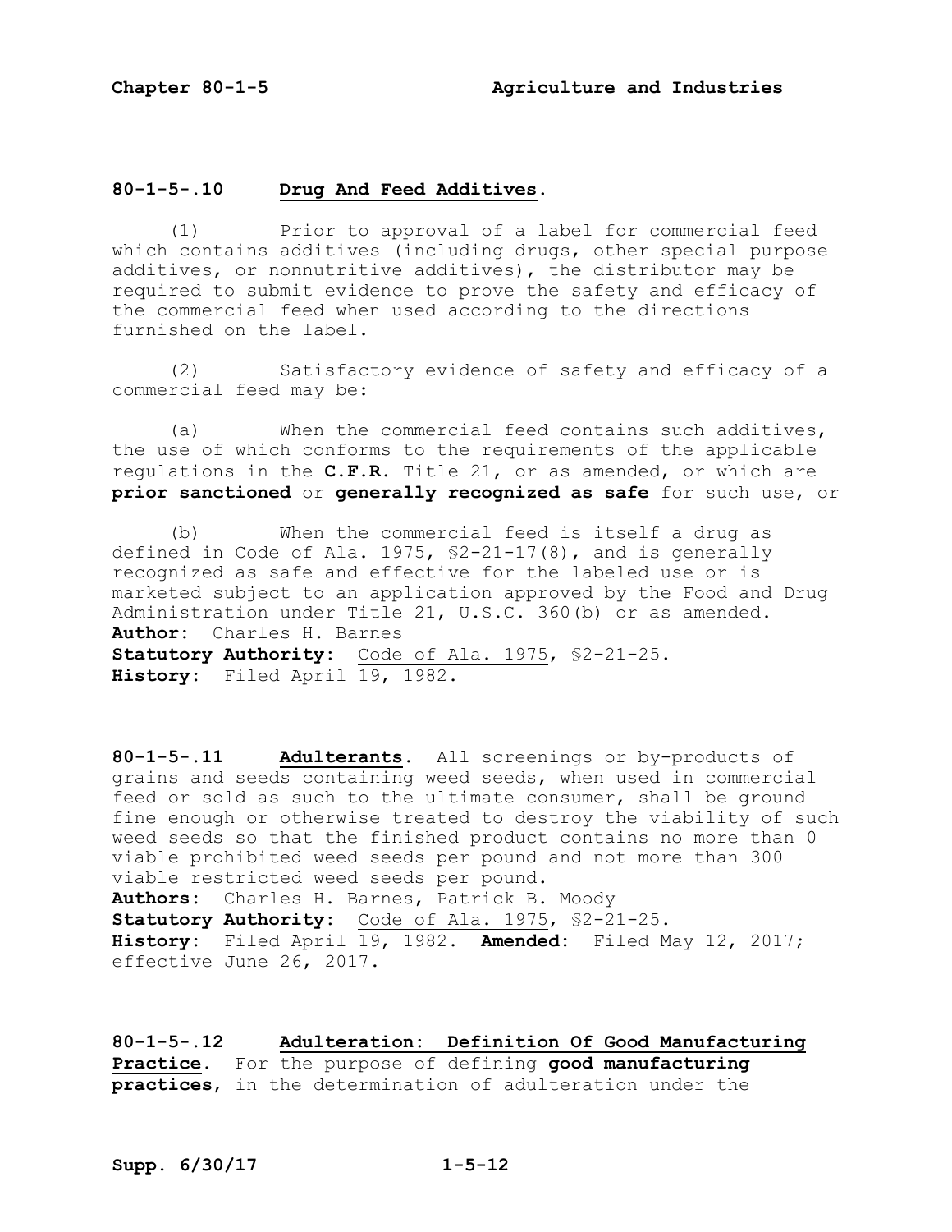## 80-1-5-.10 Drug And Feed Additives.

(1) Prior to approval of a label for commercial feed which contains additives (including drugs, other special purpose additives, or nonnutritive additives), the distributor may be required to submit evidence to prove the safety and efficacy of the commercial feed when used according to the directions furnished on the label.

(2) Satisfactory evidence of safety and efficacy of a commercial feed may be:

(a) When the commercial feed contains such additives, the use of which conforms to the requirements of the applicable regulations in the **C.F.R.** Title 21, or as amended, or which are **prior sanctioned** or **generally recognized as safe** for such use, or

(b) When the commercial feed is itself a drug as defined in Code of Ala. 1975, §2-21-17(8), and is generally recognized as safe and effective for the labeled use or is marketed subject to an application approved by the Food and Drug Administration under Title 21, U.S.C. 360(b) or as amended.

**Author:** Charles H. Barnes
**Statutory Authority:** Code of Ala. 1975, §2-21-25.
**History:** Filed April 19, 1982.

## 80-1-5-.11 Adulterants.

All screenings or by-products of grains and seeds containing weed seeds, when used in commercial feed or sold as such to the ultimate consumer, shall be ground fine enough or otherwise treated to destroy the viability of such weed seeds so that the finished product contains no more than 0 viable prohibited weed seeds per pound and not more than 300 viable restricted weed seeds per pound.

**Authors:** Charles H. Barnes, Patrick B. Moody
**Statutory Authority:** Code of Ala. 1975, §2-21-25.
**History:** Filed April 19, 1982. **Amended:** Filed May 12, 2017; effective June 26, 2017.

## 80-1-5-.12 Adulteration: Definition Of Good Manufacturing Practice.

For the purpose of defining **good manufacturing practices**, in the determination of adulteration under the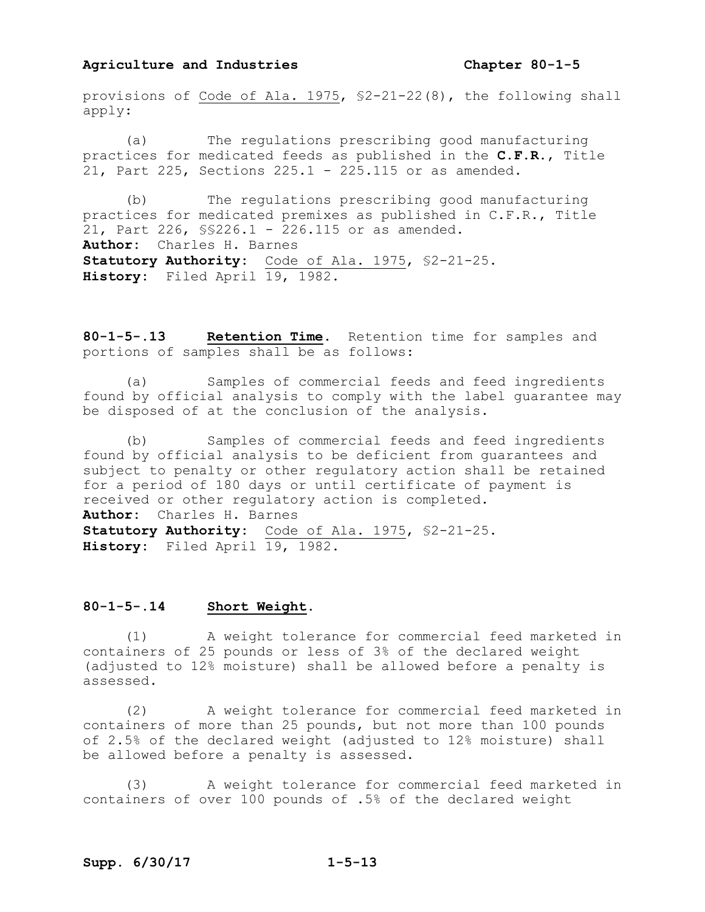provisions of Code of Ala. 1975, §2-21-22(8), the following shall apply:

(a) The regulations prescribing good manufacturing practices for medicated feeds as published in the **C.F.R.**, Title 21, Part 225, Sections 225.1 - 225.115 or as amended.

(b) The regulations prescribing good manufacturing practices for medicated premixes as published in C.F.R., Title 21, Part 226, §§226.1 - 226.115 or as amended.

**Author:** Charles H. Barnes
**Statutory Authority:** Code of Ala. 1975, §2-21-25.
**History:** Filed April 19, 1982.

**80-1-5-.13 Retention Time.** Retention time for samples and portions of samples shall be as follows:

(a) Samples of commercial feeds and feed ingredients found by official analysis to comply with the label guarantee may be disposed of at the conclusion of the analysis.

(b) Samples of commercial feeds and feed ingredients found by official analysis to be deficient from guarantees and subject to penalty or other regulatory action shall be retained for a period of 180 days or until certificate of payment is received or other regulatory action is completed.

**Author:** Charles H. Barnes
**Statutory Authority:** Code of Ala. 1975, §2-21-25.
**History:** Filed April 19, 1982.

**80-1-5-.14 Short Weight.**

(1) A weight tolerance for commercial feed marketed in containers of 25 pounds or less of 3% of the declared weight (adjusted to 12% moisture) shall be allowed before a penalty is assessed.

(2) A weight tolerance for commercial feed marketed in containers of more than 25 pounds, but not more than 100 pounds of 2.5% of the declared weight (adjusted to 12% moisture) shall be allowed before a penalty is assessed.

(3) A weight tolerance for commercial feed marketed in containers of over 100 pounds of .5% of the declared weight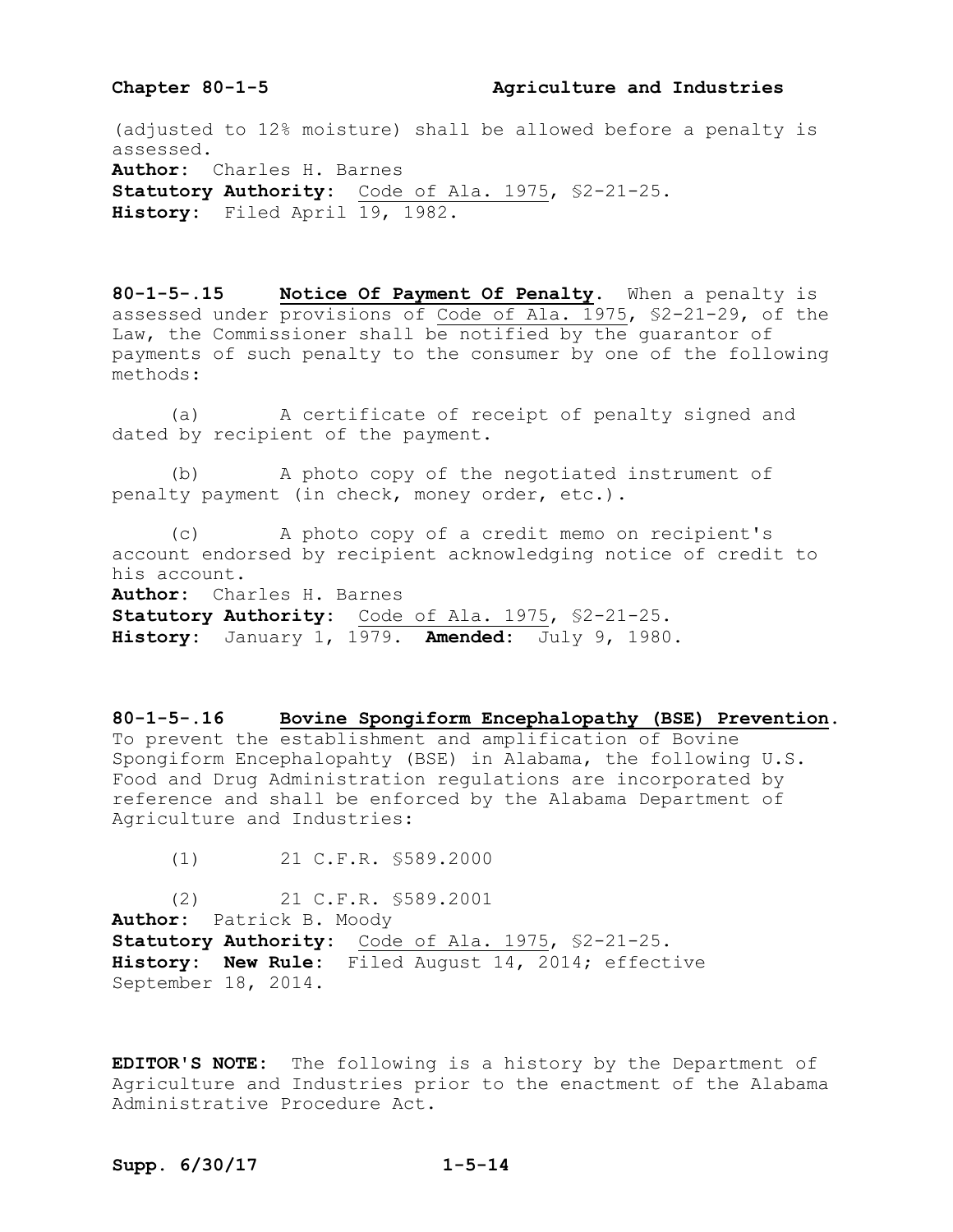(adjusted to 12% moisture) shall be allowed before a penalty is assessed.
**Author:** Charles H. Barnes
**Statutory Authority:** Code of Ala. 1975, §2-21-25.
**History:** Filed April 19, 1982.

**80-1-5-.15 Notice Of Payment Of Penalty.** When a penalty is assessed under provisions of Code of Ala. 1975, §2-21-29, of the Law, the Commissioner shall be notified by the guarantor of payments of such penalty to the consumer by one of the following methods:

(a) A certificate of receipt of penalty signed and dated by recipient of the payment.

(b) A photo copy of the negotiated instrument of penalty payment (in check, money order, etc.).

(c) A photo copy of a credit memo on recipient's account endorsed by recipient acknowledging notice of credit to his account.
**Author:** Charles H. Barnes
**Statutory Authority:** Code of Ala. 1975, §2-21-25.
**History:** January 1, 1979. **Amended:** July 9, 1980.

**80-1-5-.16 Bovine Spongiform Encephalopathy (BSE) Prevention.** To prevent the establishment and amplification of Bovine Spongiform Encephalopahty (BSE) in Alabama, the following U.S. Food and Drug Administration regulations are incorporated by reference and shall be enforced by the Alabama Department of Agriculture and Industries:

(1) 21 C.F.R. §589.2000

(2) 21 C.F.R. §589.2001
**Author:** Patrick B. Moody
**Statutory Authority:** Code of Ala. 1975, §2-21-25.
**History:** **New Rule:** Filed August 14, 2014; effective September 18, 2014.

**EDITOR'S NOTE:** The following is a history by the Department of Agriculture and Industries prior to the enactment of the Alabama Administrative Procedure Act.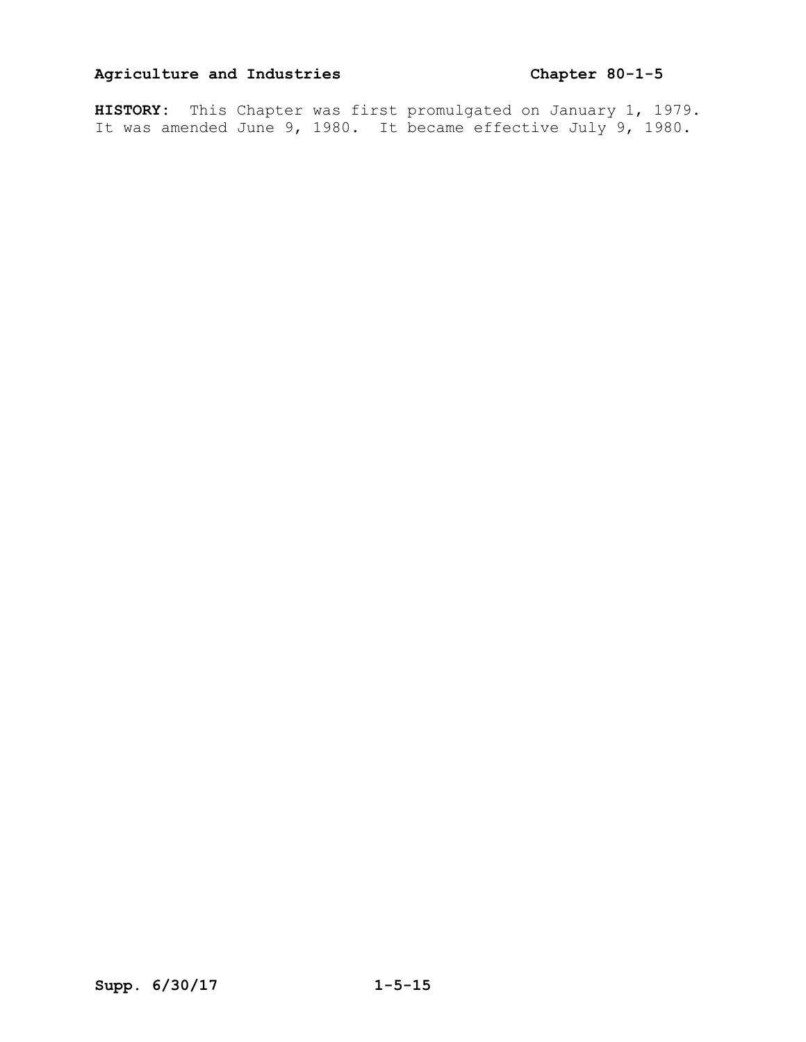**HISTORY:** This Chapter was first promulgated on January 1, 1979. It was amended June 9, 1980. It became effective July 9, 1980.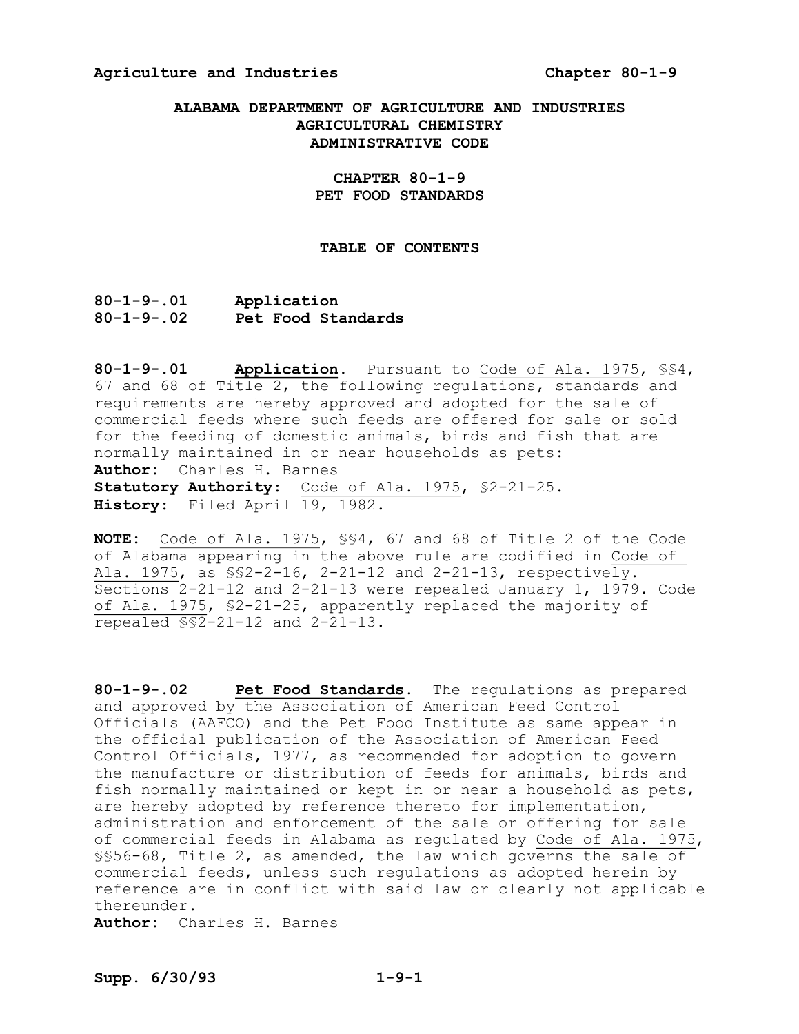**ALABAMA DEPARTMENT OF AGRICULTURE AND INDUSTRIES**
**AGRICULTURAL CHEMISTRY**
**ADMINISTRATIVE CODE**

# CHAPTER 80-1-9
# PET FOOD STANDARDS

## TABLE OF CONTENTS

**80-1-9-.01 Application**
**80-1-9-.02 Pet Food Standards**

**80-1-9-.01 Application.** Pursuant to Code of Ala. 1975, §§4, 67 and 68 of Title 2, the following regulations, standards and requirements are hereby approved and adopted for the sale of commercial feeds where such feeds are offered for sale or sold for the feeding of domestic animals, birds and fish that are normally maintained in or near households as pets:
**Author:** Charles H. Barnes
**Statutory Authority:** Code of Ala. 1975, §2-21-25.
**History:** Filed April 19, 1982.

**NOTE:** Code of Ala. 1975, §§4, 67 and 68 of Title 2 of the Code of Alabama appearing in the above rule are codified in Code of Ala. 1975, as §§2-2-16, 2-21-12 and 2-21-13, respectively. Sections 2-21-12 and 2-21-13 were repealed January 1, 1979. Code of Ala. 1975, §2-21-25, apparently replaced the majority of repealed §§2-21-12 and 2-21-13.

**80-1-9-.02 Pet Food Standards.** The regulations as prepared and approved by the Association of American Feed Control Officials (AAFCO) and the Pet Food Institute as same appear in the official publication of the Association of American Feed Control Officials, 1977, as recommended for adoption to govern the manufacture or distribution of feeds for animals, birds and fish normally maintained or kept in or near a household as pets, are hereby adopted by reference thereto for implementation, administration and enforcement of the sale or offering for sale of commercial feeds in Alabama as regulated by Code of Ala. 1975, §§56-68, Title 2, as amended, the law which governs the sale of commercial feeds, unless such regulations as adopted herein by reference are in conflict with said law or clearly not applicable thereunder.
**Author:** Charles H. Barnes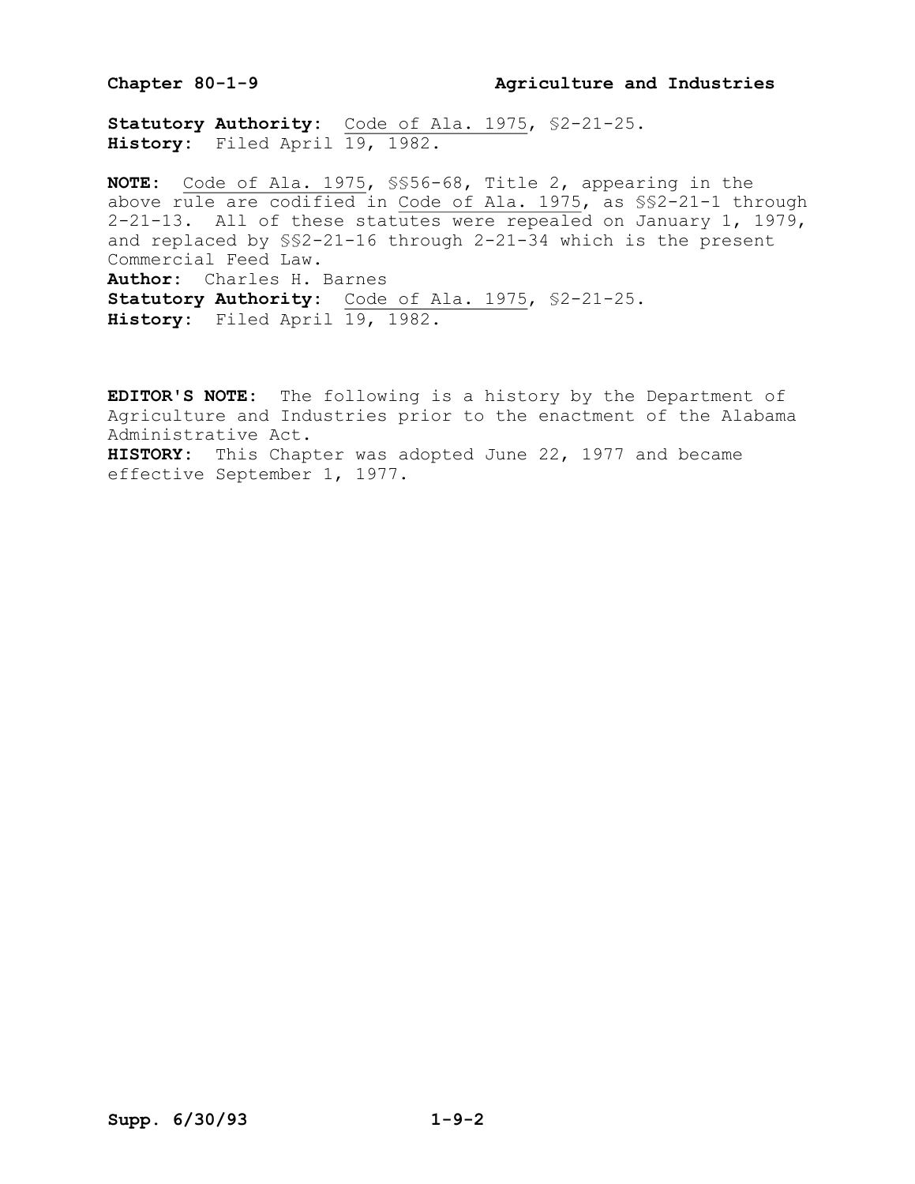**Statutory Authority**: Code of Ala. 1975, §2-21-25.
**History**: Filed April 19, 1982.

**NOTE**: Code of Ala. 1975, §§56-68, Title 2, appearing in the above rule are codified in Code of Ala. 1975, as §§2-21-1 through 2-21-13. All of these statutes were repealed on January 1, 1979, and replaced by §§2-21-16 through 2-21-34 which is the present Commercial Feed Law.
**Author**: Charles H. Barnes
**Statutory Authority**: Code of Ala. 1975, §2-21-25.
**History**: Filed April 19, 1982.

**EDITOR'S NOTE**: The following is a history by the Department of Agriculture and Industries prior to the enactment of the Alabama Administrative Act.
**HISTORY**: This Chapter was adopted June 22, 1977 and became effective September 1, 1977.